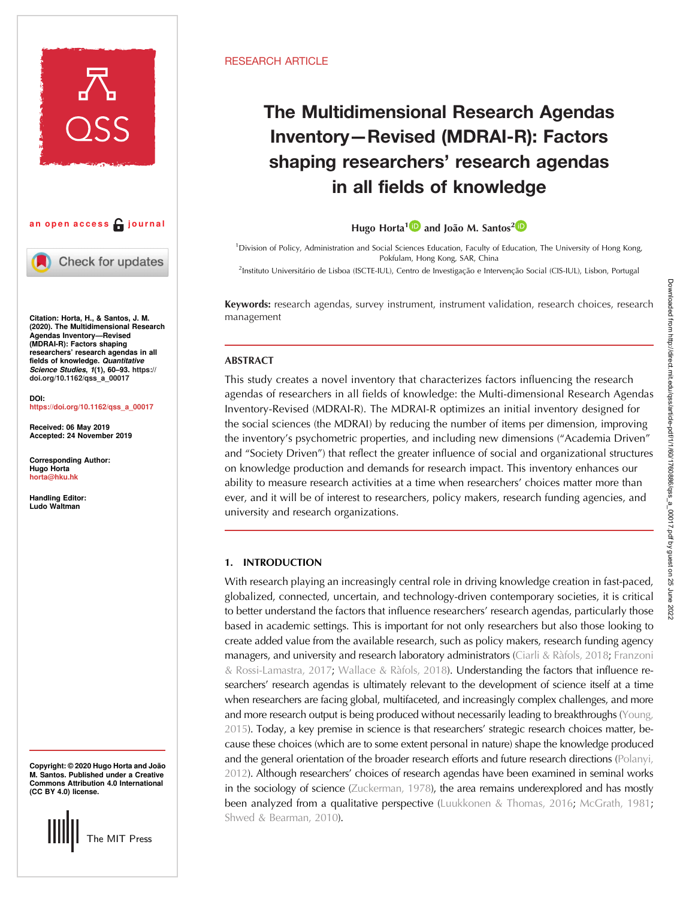RESEARCH ARTICLE

# The Multidimensional Research Agendas Inventory—Revised (MDRAI-R): Factors shaping researchers' research agendas in all fields of knowledge

Hugo Horta[1] and João M. Santos[2]

[1]Division of Policy, Administration and Social Sciences Education, Faculty of Education, The University of Hong Kong, Pokfulam, Hong Kong, SAR, China

[2]Instituto Universitário de Lisboa (ISCTE-IUL), Centro de Investigação e Intervenção Social (CIS-IUL), Lisbon, Portugal

an open access journal

**Citation:** Horta, H., & Santos, J. M. (2020). The Multidimensional Research Agendas Inventory—Revised (MDRAI-R): Factors shaping researchers' research agendas in all fields of knowledge. *Quantitative Science Studies*, *1*(1), 60–93. https://doi.org/10.1162/qss_a_00017

**DOI:** https://doi.org/10.1162/qss_a_00017

**Received:** 06 May 2019
**Accepted:** 24 November 2019

**Corresponding Author:** Hugo Horta horta@hku.hk

**Handling Editor:** Ludo Waltman

**Copyright:** © 2020 Hugo Horta and João M. Santos. Published under a Creative Commons Attribution 4.0 International (CC BY 4.0) license.

**Keywords:** research agendas, survey instrument, instrument validation, research choices, research management

## ABSTRACT

This study creates a novel inventory that characterizes factors influencing the research agendas of researchers in all fields of knowledge: the Multi-dimensional Research Agendas Inventory-Revised (MDRAI-R). The MDRAI-R optimizes an initial inventory designed for the social sciences (the MDRAI) by reducing the number of items per dimension, improving the inventory's psychometric properties, and including new dimensions ("Academia Driven" and "Society Driven") that reflect the greater influence of social and organizational structures on knowledge production and demands for research impact. This inventory enhances our ability to measure research activities at a time when researchers' choices matter more than ever, and it will be of interest to researchers, policy makers, research funding agencies, and university and research organizations.

## 1. INTRODUCTION

With research playing an increasingly central role in driving knowledge creation in fast-paced, globalized, connected, uncertain, and technology-driven contemporary societies, it is critical to better understand the factors that influence researchers' research agendas, particularly those based in academic settings. This is important for not only researchers but also those looking to create added value from the available research, such as policy makers, research funding agency managers, and university and research laboratory administrators (Ciarli & Ràfols, 2018; Franzoni & Rossi-Lamastra, 2017; Wallace & Ràfols, 2018). Understanding the factors that influence researchers' research agendas is ultimately relevant to the development of science itself at a time when researchers are facing global, multifaceted, and increasingly complex challenges, and more and more research output is being produced without necessarily leading to breakthroughs (Young, 2015). Today, a key premise in science is that researchers' strategic research choices matter, because these choices (which are to some extent personal in nature) shape the knowledge produced and the general orientation of the broader research efforts and future research directions (Polanyi, 2012). Although researchers' choices of research agendas have been examined in seminal works in the sociology of science (Zuckerman, 1978), the area remains underexplored and has mostly been analyzed from a qualitative perspective (Luukkonen & Thomas, 2016; McGrath, 1981; Shwed & Bearman, 2010).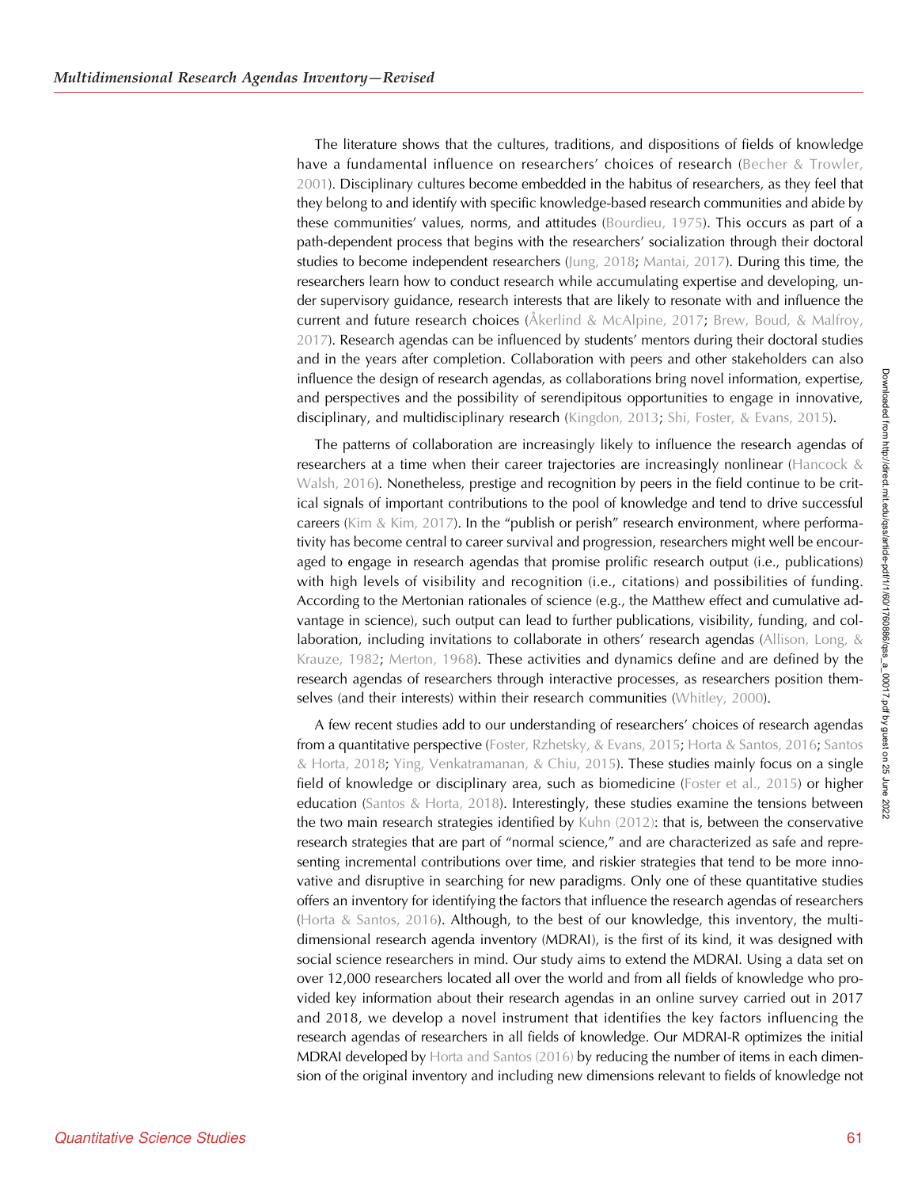The literature shows that the cultures, traditions, and dispositions of fields of knowledge have a fundamental influence on researchers' choices of research (Becher & Trowler, 2001). Disciplinary cultures become embedded in the habitus of researchers, as they feel that they belong to and identify with specific knowledge-based research communities and abide by these communities' values, norms, and attitudes (Bourdieu, 1975). This occurs as part of a path-dependent process that begins with the researchers' socialization through their doctoral studies to become independent researchers (Jung, 2018; Mantai, 2017). During this time, the researchers learn how to conduct research while accumulating expertise and developing, under supervisory guidance, research interests that are likely to resonate with and influence the current and future research choices (Åkerlind & McAlpine, 2017; Brew, Boud, & Malfroy, 2017). Research agendas can be influenced by students' mentors during their doctoral studies and in the years after completion. Collaboration with peers and other stakeholders can also influence the design of research agendas, as collaborations bring novel information, expertise, and perspectives and the possibility of serendipitous opportunities to engage in innovative, disciplinary, and multidisciplinary research (Kingdon, 2013; Shi, Foster, & Evans, 2015).

The patterns of collaboration are increasingly likely to influence the research agendas of researchers at a time when their career trajectories are increasingly nonlinear (Hancock & Walsh, 2016). Nonetheless, prestige and recognition by peers in the field continue to be critical signals of important contributions to the pool of knowledge and tend to drive successful careers (Kim & Kim, 2017). In the "publish or perish" research environment, where performativity has become central to career survival and progression, researchers might well be encouraged to engage in research agendas that promise prolific research output (i.e., publications) with high levels of visibility and recognition (i.e., citations) and possibilities of funding. According to the Mertonian rationales of science (e.g., the Matthew effect and cumulative advantage in science), such output can lead to further publications, visibility, funding, and collaboration, including invitations to collaborate in others' research agendas (Allison, Long, & Krauze, 1982; Merton, 1968). These activities and dynamics define and are defined by the research agendas of researchers through interactive processes, as researchers position themselves (and their interests) within their research communities (Whitley, 2000).

A few recent studies add to our understanding of researchers' choices of research agendas from a quantitative perspective (Foster, Rzhetsky, & Evans, 2015; Horta & Santos, 2016; Santos & Horta, 2018; Ying, Venkatramanan, & Chiu, 2015). These studies mainly focus on a single field of knowledge or disciplinary area, such as biomedicine (Foster et al., 2015) or higher education (Santos & Horta, 2018). Interestingly, these studies examine the tensions between the two main research strategies identified by Kuhn (2012): that is, between the conservative research strategies that are part of "normal science," and are characterized as safe and representing incremental contributions over time, and riskier strategies that tend to be more innovative and disruptive in searching for new paradigms. Only one of these quantitative studies offers an inventory for identifying the factors that influence the research agendas of researchers (Horta & Santos, 2016). Although, to the best of our knowledge, this inventory, the multidimensional research agenda inventory (MDRAI), is the first of its kind, it was designed with social science researchers in mind. Our study aims to extend the MDRAI. Using a data set on over 12,000 researchers located all over the world and from all fields of knowledge who provided key information about their research agendas in an online survey carried out in 2017 and 2018, we develop a novel instrument that identifies the key factors influencing the research agendas of researchers in all fields of knowledge. Our MDRAI-R optimizes the initial MDRAI developed by Horta and Santos (2016) by reducing the number of items in each dimension of the original inventory and including new dimensions relevant to fields of knowledge not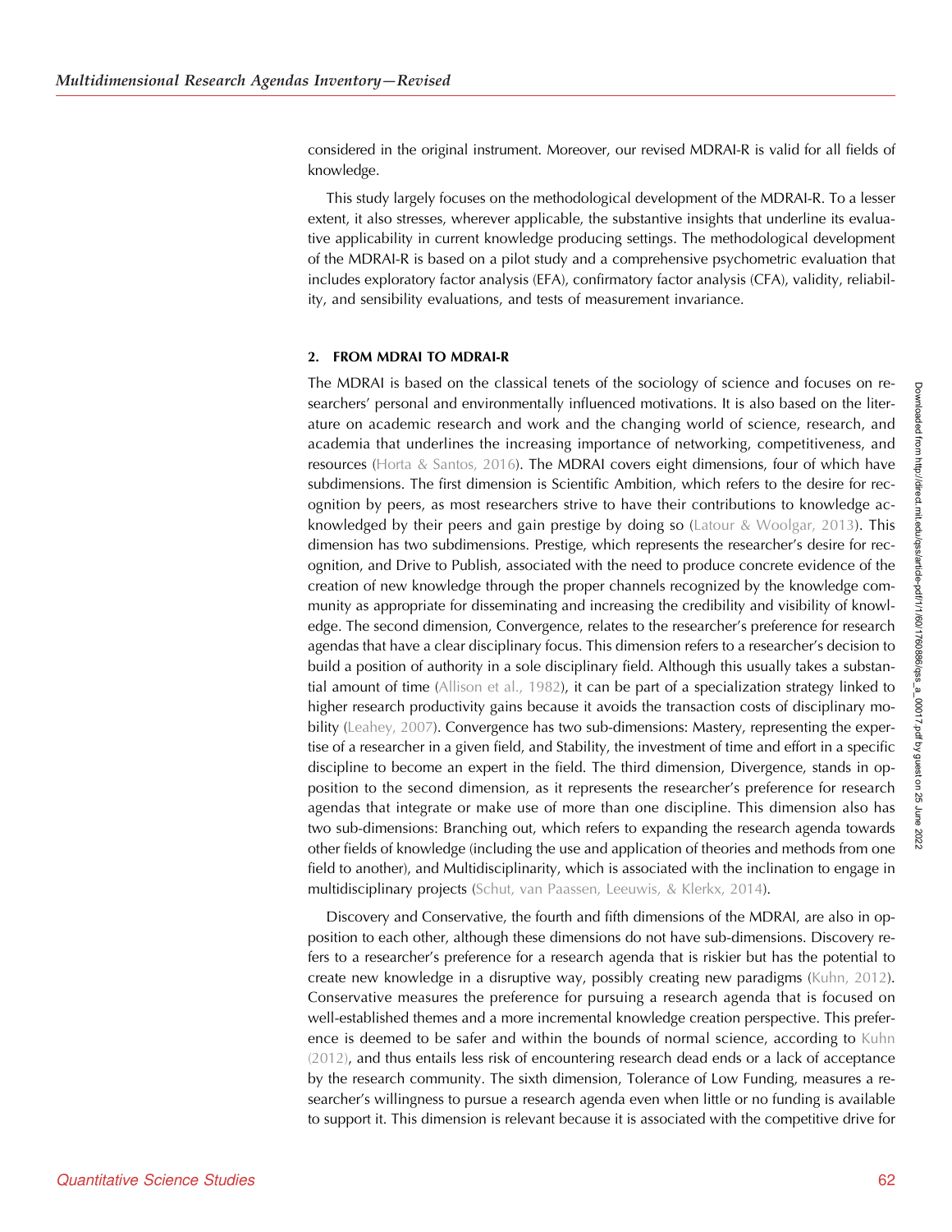considered in the original instrument. Moreover, our revised MDRAI-R is valid for all fields of knowledge.

This study largely focuses on the methodological development of the MDRAI-R. To a lesser extent, it also stresses, wherever applicable, the substantive insights that underline its evaluative applicability in current knowledge producing settings. The methodological development of the MDRAI-R is based on a pilot study and a comprehensive psychometric evaluation that includes exploratory factor analysis (EFA), confirmatory factor analysis (CFA), validity, reliability, and sensibility evaluations, and tests of measurement invariance.

## 2. FROM MDRAI TO MDRAI-R

The MDRAI is based on the classical tenets of the sociology of science and focuses on researchers' personal and environmentally influenced motivations. It is also based on the literature on academic research and work and the changing world of science, research, and academia that underlines the increasing importance of networking, competitiveness, and resources (Horta & Santos, 2016). The MDRAI covers eight dimensions, four of which have subdimensions. The first dimension is Scientific Ambition, which refers to the desire for recognition by peers, as most researchers strive to have their contributions to knowledge acknowledged by their peers and gain prestige by doing so (Latour & Woolgar, 2013). This dimension has two subdimensions. Prestige, which represents the researcher's desire for recognition, and Drive to Publish, associated with the need to produce concrete evidence of the creation of new knowledge through the proper channels recognized by the knowledge community as appropriate for disseminating and increasing the credibility and visibility of knowledge. The second dimension, Convergence, relates to the researcher's preference for research agendas that have a clear disciplinary focus. This dimension refers to a researcher's decision to build a position of authority in a sole disciplinary field. Although this usually takes a substantial amount of time (Allison et al., 1982), it can be part of a specialization strategy linked to higher research productivity gains because it avoids the transaction costs of disciplinary mobility (Leahey, 2007). Convergence has two sub-dimensions: Mastery, representing the expertise of a researcher in a given field, and Stability, the investment of time and effort in a specific discipline to become an expert in the field. The third dimension, Divergence, stands in opposition to the second dimension, as it represents the researcher's preference for research agendas that integrate or make use of more than one discipline. This dimension also has two sub-dimensions: Branching out, which refers to expanding the research agenda towards other fields of knowledge (including the use and application of theories and methods from one field to another), and Multidisciplinarity, which is associated with the inclination to engage in multidisciplinary projects (Schut, van Paassen, Leeuwis, & Klerkx, 2014).

Discovery and Conservative, the fourth and fifth dimensions of the MDRAI, are also in opposition to each other, although these dimensions do not have sub-dimensions. Discovery refers to a researcher's preference for a research agenda that is riskier but has the potential to create new knowledge in a disruptive way, possibly creating new paradigms (Kuhn, 2012). Conservative measures the preference for pursuing a research agenda that is focused on well-established themes and a more incremental knowledge creation perspective. This preference is deemed to be safer and within the bounds of normal science, according to Kuhn (2012), and thus entails less risk of encountering research dead ends or a lack of acceptance by the research community. The sixth dimension, Tolerance of Low Funding, measures a researcher's willingness to pursue a research agenda even when little or no funding is available to support it. This dimension is relevant because it is associated with the competitive drive for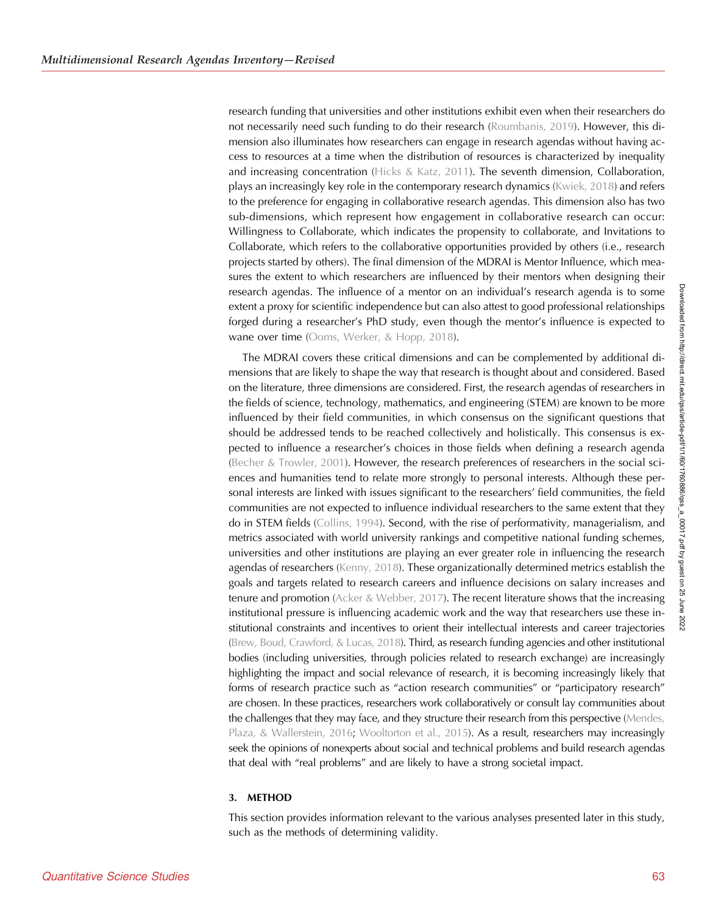research funding that universities and other institutions exhibit even when their researchers do not necessarily need such funding to do their research (Roumbanis, 2019). However, this dimension also illuminates how researchers can engage in research agendas without having access to resources at a time when the distribution of resources is characterized by inequality and increasing concentration (Hicks & Katz, 2011). The seventh dimension, Collaboration, plays an increasingly key role in the contemporary research dynamics (Kwiek, 2018) and refers to the preference for engaging in collaborative research agendas. This dimension also has two sub-dimensions, which represent how engagement in collaborative research can occur: Willingness to Collaborate, which indicates the propensity to collaborate, and Invitations to Collaborate, which refers to the collaborative opportunities provided by others (i.e., research projects started by others). The final dimension of the MDRAI is Mentor Influence, which measures the extent to which researchers are influenced by their mentors when designing their research agendas. The influence of a mentor on an individual's research agenda is to some extent a proxy for scientific independence but can also attest to good professional relationships forged during a researcher's PhD study, even though the mentor's influence is expected to wane over time (Ooms, Werker, & Hopp, 2018).

The MDRAI covers these critical dimensions and can be complemented by additional dimensions that are likely to shape the way that research is thought about and considered. Based on the literature, three dimensions are considered. First, the research agendas of researchers in the fields of science, technology, mathematics, and engineering (STEM) are known to be more influenced by their field communities, in which consensus on the significant questions that should be addressed tends to be reached collectively and holistically. This consensus is expected to influence a researcher's choices in those fields when defining a research agenda (Becher & Trowler, 2001). However, the research preferences of researchers in the social sciences and humanities tend to relate more strongly to personal interests. Although these personal interests are linked with issues significant to the researchers' field communities, the field communities are not expected to influence individual researchers to the same extent that they do in STEM fields (Collins, 1994). Second, with the rise of performativity, managerialism, and metrics associated with world university rankings and competitive national funding schemes, universities and other institutions are playing an ever greater role in influencing the research agendas of researchers (Kenny, 2018). These organizationally determined metrics establish the goals and targets related to research careers and influence decisions on salary increases and tenure and promotion (Acker & Webber, 2017). The recent literature shows that the increasing institutional pressure is influencing academic work and the way that researchers use these institutional constraints and incentives to orient their intellectual interests and career trajectories (Brew, Boud, Crawford, & Lucas, 2018). Third, as research funding agencies and other institutional bodies (including universities, through policies related to research exchange) are increasingly highlighting the impact and social relevance of research, it is becoming increasingly likely that forms of research practice such as "action research communities" or "participatory research" are chosen. In these practices, researchers work collaboratively or consult lay communities about the challenges that they may face, and they structure their research from this perspective (Mendes, Plaza, & Wallerstein, 2016; Wooltorton et al., 2015). As a result, researchers may increasingly seek the opinions of nonexperts about social and technical problems and build research agendas that deal with "real problems" and are likely to have a strong societal impact.

## 3. METHOD

This section provides information relevant to the various analyses presented later in this study, such as the methods of determining validity.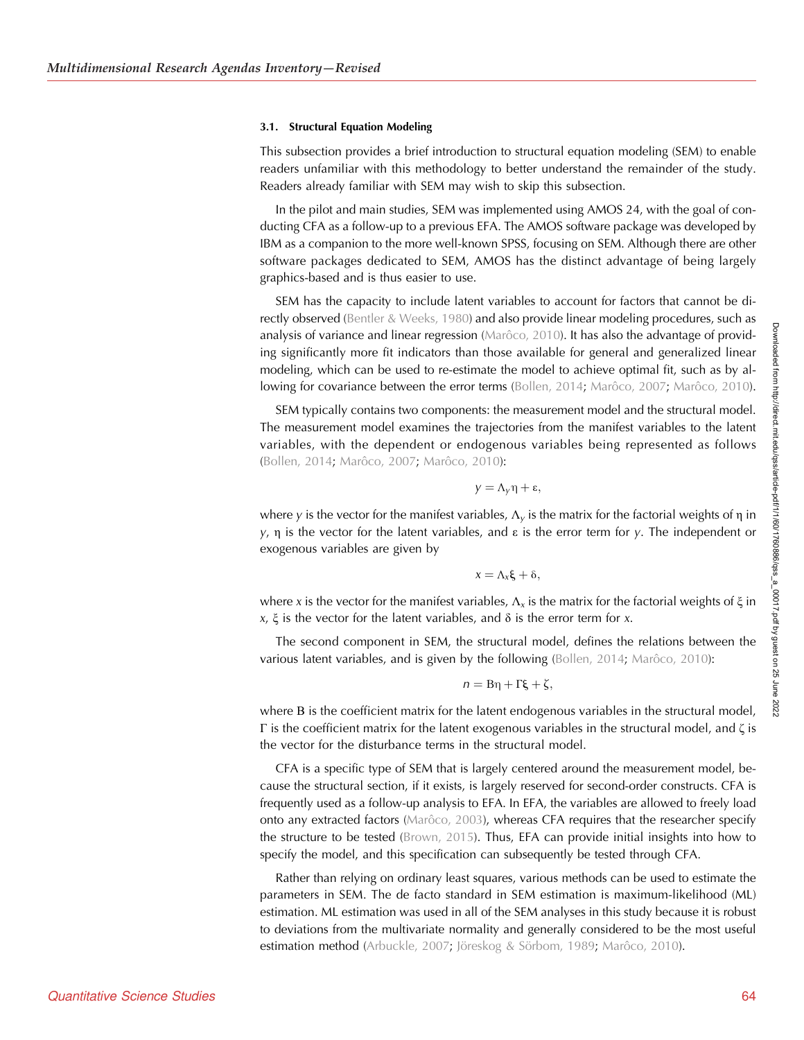### 3.1. Structural Equation Modeling

This subsection provides a brief introduction to structural equation modeling (SEM) to enable readers unfamiliar with this methodology to better understand the remainder of the study. Readers already familiar with SEM may wish to skip this subsection.

In the pilot and main studies, SEM was implemented using AMOS 24, with the goal of conducting CFA as a follow-up to a previous EFA. The AMOS software package was developed by IBM as a companion to the more well-known SPSS, focusing on SEM. Although there are other software packages dedicated to SEM, AMOS has the distinct advantage of being largely graphics-based and is thus easier to use.

SEM has the capacity to include latent variables to account for factors that cannot be directly observed (Bentler & Weeks, 1980) and also provide linear modeling procedures, such as analysis of variance and linear regression (Marôco, 2010). It has also the advantage of providing significantly more fit indicators than those available for general and generalized linear modeling, which can be used to re-estimate the model to achieve optimal fit, such as by allowing for covariance between the error terms (Bollen, 2014; Marôco, 2007; Marôco, 2010).

SEM typically contains two components: the measurement model and the structural model. The measurement model examines the trajectories from the manifest variables to the latent variables, with the dependent or endogenous variables being represented as follows (Bollen, 2014; Marôco, 2007; Marôco, 2010):

$$y = \Lambda_y \eta + \varepsilon,$$

where $y$ is the vector for the manifest variables, $\Lambda_y$ is the matrix for the factorial weights of $\eta$ in $y$, $\eta$ is the vector for the latent variables, and $\varepsilon$ is the error term for $y$. The independent or exogenous variables are given by

$$x = \Lambda_x \xi + \delta,$$

where $x$ is the vector for the manifest variables, $\Lambda_x$ is the matrix for the factorial weights of $\xi$ in $x$, $\xi$ is the vector for the latent variables, and $\delta$ is the error term for $x$.

The second component in SEM, the structural model, defines the relations between the various latent variables, and is given by the following (Bollen, 2014; Marôco, 2010):

$$n = \mathrm{B}\eta + \Gamma\xi + \zeta,$$

where B is the coefficient matrix for the latent endogenous variables in the structural model, $\Gamma$ is the coefficient matrix for the latent exogenous variables in the structural model, and $\zeta$ is the vector for the disturbance terms in the structural model.

CFA is a specific type of SEM that is largely centered around the measurement model, because the structural section, if it exists, is largely reserved for second-order constructs. CFA is frequently used as a follow-up analysis to EFA. In EFA, the variables are allowed to freely load onto any extracted factors (Marôco, 2003), whereas CFA requires that the researcher specify the structure to be tested (Brown, 2015). Thus, EFA can provide initial insights into how to specify the model, and this specification can subsequently be tested through CFA.

Rather than relying on ordinary least squares, various methods can be used to estimate the parameters in SEM. The de facto standard in SEM estimation is maximum-likelihood (ML) estimation. ML estimation was used in all of the SEM analyses in this study because it is robust to deviations from the multivariate normality and generally considered to be the most useful estimation method (Arbuckle, 2007; Jöreskog & Sörbom, 1989; Marôco, 2010).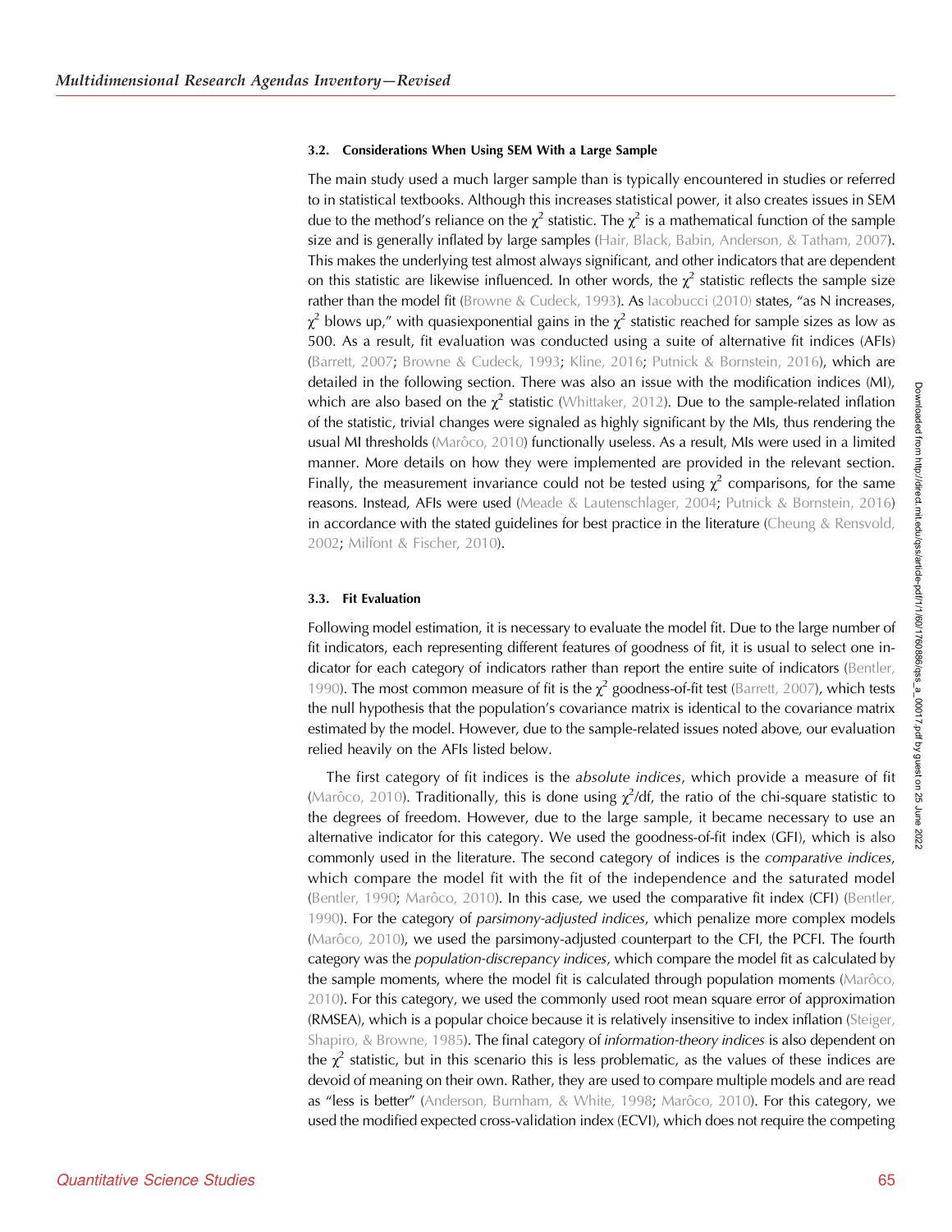### 3.2. Considerations When Using SEM With a Large Sample

The main study used a much larger sample than is typically encountered in studies or referred to in statistical textbooks. Although this increases statistical power, it also creates issues in SEM due to the method's reliance on the $\chi^2$ statistic. The $\chi^2$ is a mathematical function of the sample size and is generally inflated by large samples (Hair, Black, Babin, Anderson, & Tatham, 2007). This makes the underlying test almost always significant, and other indicators that are dependent on this statistic are likewise influenced. In other words, the $\chi^2$ statistic reflects the sample size rather than the model fit (Browne & Cudeck, 1993). As Iacobucci (2010) states, "as N increases, $\chi^2$ blows up," with quasiexponential gains in the $\chi^2$ statistic reached for sample sizes as low as 500. As a result, fit evaluation was conducted using a suite of alternative fit indices (AFIs) (Barrett, 2007; Browne & Cudeck, 1993; Kline, 2016; Putnick & Bornstein, 2016), which are detailed in the following section. There was also an issue with the modification indices (MI), which are also based on the $\chi^2$ statistic (Whittaker, 2012). Due to the sample-related inflation of the statistic, trivial changes were signaled as highly significant by the MIs, thus rendering the usual MI thresholds (Marôco, 2010) functionally useless. As a result, MIs were used in a limited manner. More details on how they were implemented are provided in the relevant section. Finally, the measurement invariance could not be tested using $\chi^2$ comparisons, for the same reasons. Instead, AFIs were used (Meade & Lautenschlager, 2004; Putnick & Bornstein, 2016) in accordance with the stated guidelines for best practice in the literature (Cheung & Rensvold, 2002; Milfont & Fischer, 2010).

### 3.3. Fit Evaluation

Following model estimation, it is necessary to evaluate the model fit. Due to the large number of fit indicators, each representing different features of goodness of fit, it is usual to select one indicator for each category of indicators rather than report the entire suite of indicators (Bentler, 1990). The most common measure of fit is the $\chi^2$ goodness-of-fit test (Barrett, 2007), which tests the null hypothesis that the population's covariance matrix is identical to the covariance matrix estimated by the model. However, due to the sample-related issues noted above, our evaluation relied heavily on the AFIs listed below.

The first category of fit indices is the *absolute indices*, which provide a measure of fit (Marôco, 2010). Traditionally, this is done using $\chi^2$/df, the ratio of the chi-square statistic to the degrees of freedom. However, due to the large sample, it became necessary to use an alternative indicator for this category. We used the goodness-of-fit index (GFI), which is also commonly used in the literature. The second category of indices is the *comparative indices*, which compare the model fit with the fit of the independence and the saturated model (Bentler, 1990; Marôco, 2010). In this case, we used the comparative fit index (CFI) (Bentler, 1990). For the category of *parsimony-adjusted indices*, which penalize more complex models (Marôco, 2010), we used the parsimony-adjusted counterpart to the CFI, the PCFI. The fourth category was the *population-discrepancy indices*, which compare the model fit as calculated by the sample moments, where the model fit is calculated through population moments (Marôco, 2010). For this category, we used the commonly used root mean square error of approximation (RMSEA), which is a popular choice because it is relatively insensitive to index inflation (Steiger, Shapiro, & Browne, 1985). The final category of *information-theory indices* is also dependent on the $\chi^2$ statistic, but in this scenario this is less problematic, as the values of these indices are devoid of meaning on their own. Rather, they are used to compare multiple models and are read as "less is better" (Anderson, Burnham, & White, 1998; Marôco, 2010). For this category, we used the modified expected cross-validation index (ECVI), which does not require the competing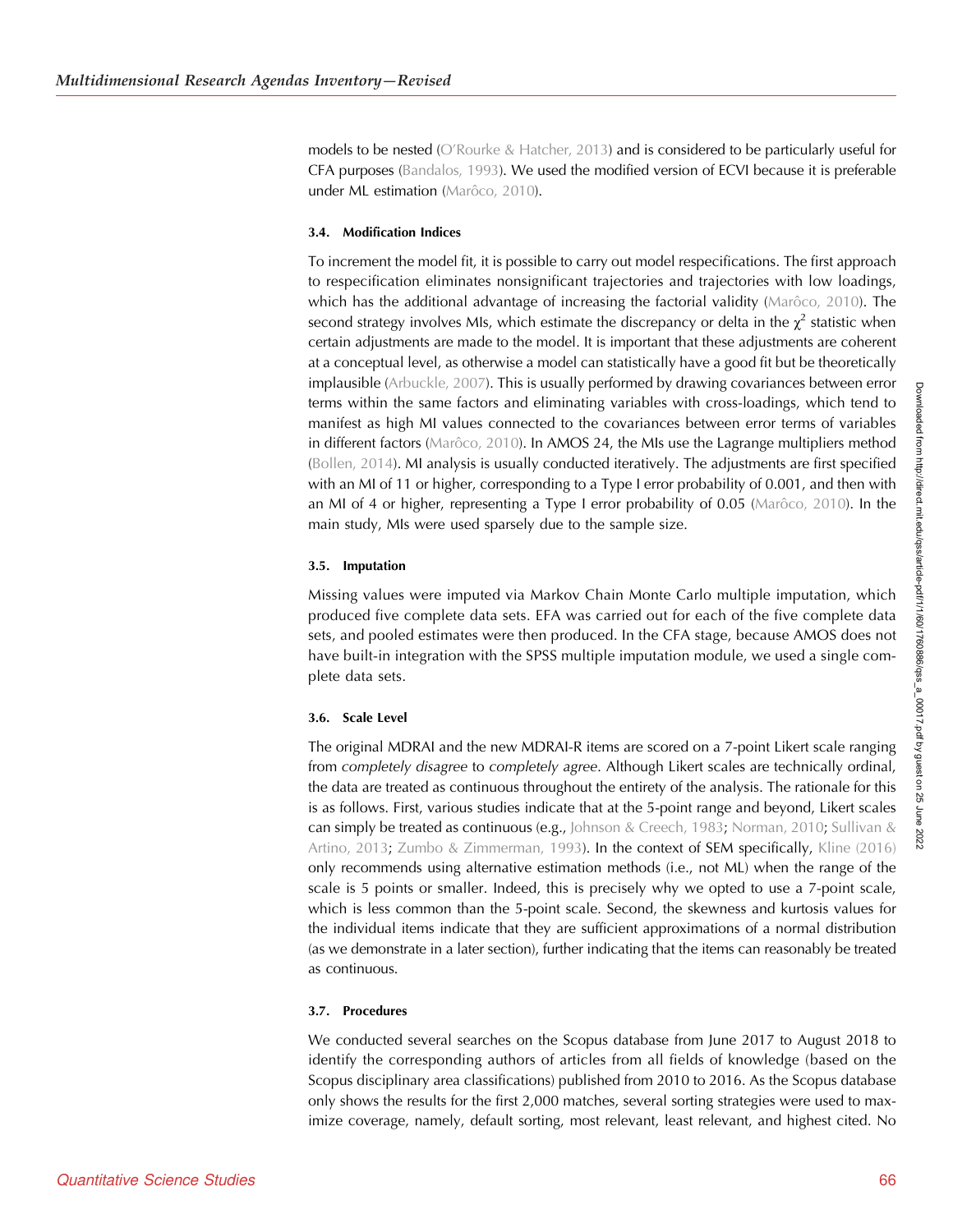models to be nested (O'Rourke & Hatcher, 2013) and is considered to be particularly useful for CFA purposes (Bandalos, 1993). We used the modified version of ECVI because it is preferable under ML estimation (Marôco, 2010).

### 3.4. Modification Indices

To increment the model fit, it is possible to carry out model respecifications. The first approach to respecification eliminates nonsignificant trajectories and trajectories with low loadings, which has the additional advantage of increasing the factorial validity (Marôco, 2010). The second strategy involves MIs, which estimate the discrepancy or delta in the $\chi^2$ statistic when certain adjustments are made to the model. It is important that these adjustments are coherent at a conceptual level, as otherwise a model can statistically have a good fit but be theoretically implausible (Arbuckle, 2007). This is usually performed by drawing covariances between error terms within the same factors and eliminating variables with cross-loadings, which tend to manifest as high MI values connected to the covariances between error terms of variables in different factors (Marôco, 2010). In AMOS 24, the MIs use the Lagrange multipliers method (Bollen, 2014). MI analysis is usually conducted iteratively. The adjustments are first specified with an MI of 11 or higher, corresponding to a Type I error probability of 0.001, and then with an MI of 4 or higher, representing a Type I error probability of 0.05 (Marôco, 2010). In the main study, MIs were used sparsely due to the sample size.

### 3.5. Imputation

Missing values were imputed via Markov Chain Monte Carlo multiple imputation, which produced five complete data sets. EFA was carried out for each of the five complete data sets, and pooled estimates were then produced. In the CFA stage, because AMOS does not have built-in integration with the SPSS multiple imputation module, we used a single complete data sets.

### 3.6. Scale Level

The original MDRAI and the new MDRAI-R items are scored on a 7-point Likert scale ranging from *completely disagree* to *completely agree*. Although Likert scales are technically ordinal, the data are treated as continuous throughout the entirety of the analysis. The rationale for this is as follows. First, various studies indicate that at the 5-point range and beyond, Likert scales can simply be treated as continuous (e.g., Johnson & Creech, 1983; Norman, 2010; Sullivan & Artino, 2013; Zumbo & Zimmerman, 1993). In the context of SEM specifically, Kline (2016) only recommends using alternative estimation methods (i.e., not ML) when the range of the scale is 5 points or smaller. Indeed, this is precisely why we opted to use a 7-point scale, which is less common than the 5-point scale. Second, the skewness and kurtosis values for the individual items indicate that they are sufficient approximations of a normal distribution (as we demonstrate in a later section), further indicating that the items can reasonably be treated as continuous.

### 3.7. Procedures

We conducted several searches on the Scopus database from June 2017 to August 2018 to identify the corresponding authors of articles from all fields of knowledge (based on the Scopus disciplinary area classifications) published from 2010 to 2016. As the Scopus database only shows the results for the first 2,000 matches, several sorting strategies were used to maximize coverage, namely, default sorting, most relevant, least relevant, and highest cited. No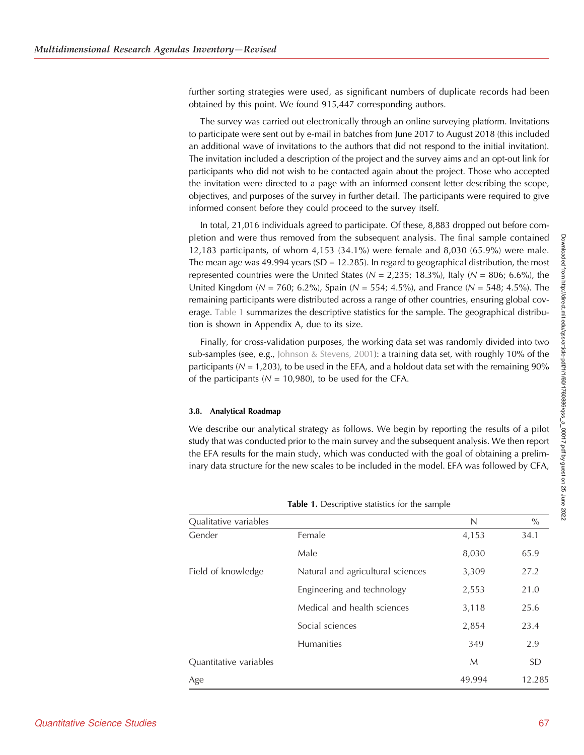further sorting strategies were used, as significant numbers of duplicate records had been obtained by this point. We found 915,447 corresponding authors.

The survey was carried out electronically through an online surveying platform. Invitations to participate were sent out by e-mail in batches from June 2017 to August 2018 (this included an additional wave of invitations to the authors that did not respond to the initial invitation). The invitation included a description of the project and the survey aims and an opt-out link for participants who did not wish to be contacted again about the project. Those who accepted the invitation were directed to a page with an informed consent letter describing the scope, objectives, and purposes of the survey in further detail. The participants were required to give informed consent before they could proceed to the survey itself.

In total, 21,016 individuals agreed to participate. Of these, 8,883 dropped out before completion and were thus removed from the subsequent analysis. The final sample contained 12,183 participants, of whom 4,153 (34.1%) were female and 8,030 (65.9%) were male. The mean age was 49.994 years (SD = 12.285). In regard to geographical distribution, the most represented countries were the United States ($N$ = 2,235; 18.3%), Italy ($N$ = 806; 6.6%), the United Kingdom ($N$ = 760; 6.2%), Spain ($N$ = 554; 4.5%), and France ($N$ = 548; 4.5%). The remaining participants were distributed across a range of other countries, ensuring global coverage. Table 1 summarizes the descriptive statistics for the sample. The geographical distribution is shown in Appendix A, due to its size.

Finally, for cross-validation purposes, the working data set was randomly divided into two sub-samples (see, e.g., Johnson & Stevens, 2001): a training data set, with roughly 10% of the participants ($N$ = 1,203), to be used in the EFA, and a holdout data set with the remaining 90% of the participants ($N$ = 10,980), to be used for the CFA.

### 3.8. Analytical Roadmap

We describe our analytical strategy as follows. We begin by reporting the results of a pilot study that was conducted prior to the main survey and the subsequent analysis. We then report the EFA results for the main study, which was conducted with the goal of obtaining a preliminary data structure for the new scales to be included in the model. EFA was followed by CFA,

**Table 1.** Descriptive statistics for the sample

| Qualitative variables | | N | % |
|---|---|---|---|
| Gender | Female | 4,153 | 34.1 |
| | Male | 8,030 | 65.9 |
| Field of knowledge | Natural and agricultural sciences | 3,309 | 27.2 |
| | Engineering and technology | 2,553 | 21.0 |
| | Medical and health sciences | 3,118 | 25.6 |
| | Social sciences | 2,854 | 23.4 |
| | Humanities | 349 | 2.9 |
| Quantitative variables | | M | SD |
| Age | | 49.994 | 12.285 |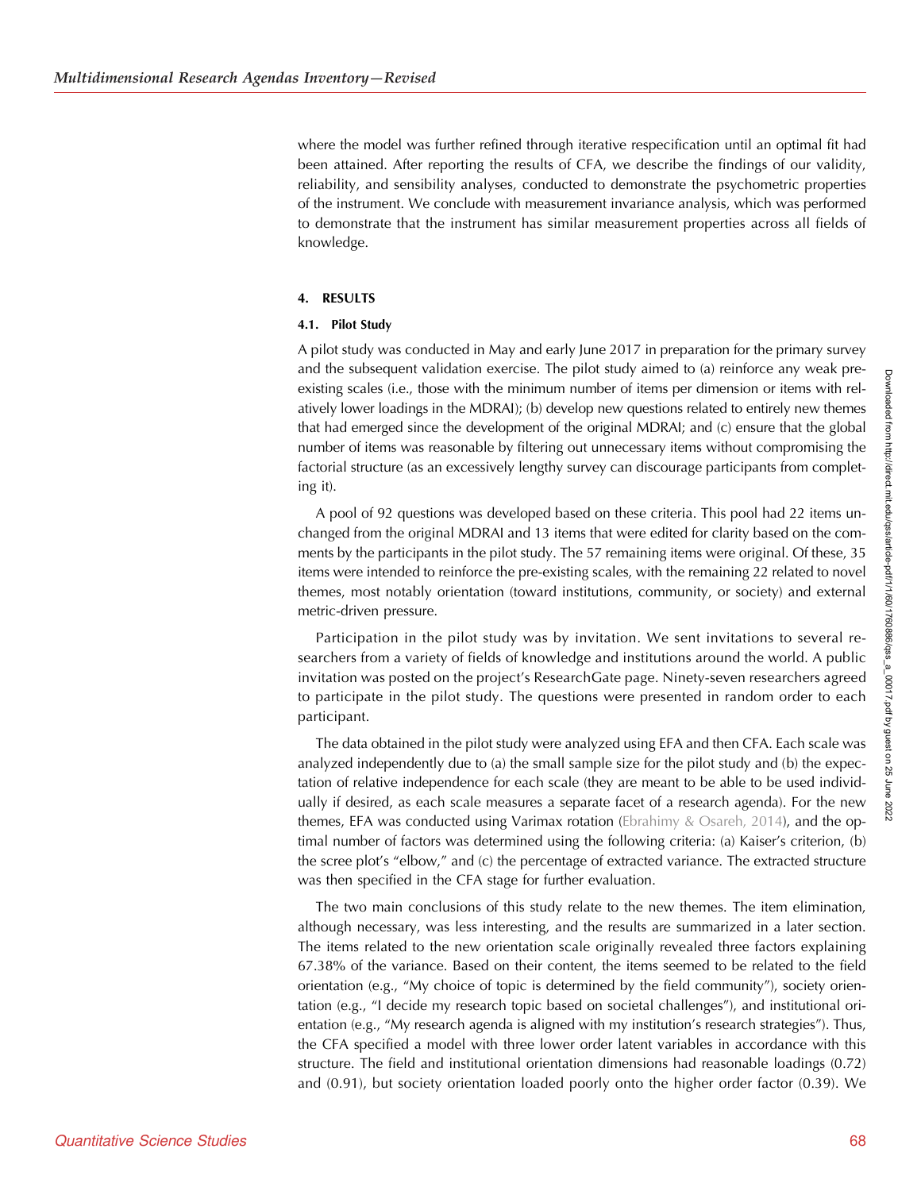where the model was further refined through iterative respecification until an optimal fit had been attained. After reporting the results of CFA, we describe the findings of our validity, reliability, and sensibility analyses, conducted to demonstrate the psychometric properties of the instrument. We conclude with measurement invariance analysis, which was performed to demonstrate that the instrument has similar measurement properties across all fields of knowledge.

## 4. RESULTS

### 4.1. Pilot Study

A pilot study was conducted in May and early June 2017 in preparation for the primary survey and the subsequent validation exercise. The pilot study aimed to (a) reinforce any weak pre-existing scales (i.e., those with the minimum number of items per dimension or items with relatively lower loadings in the MDRAI); (b) develop new questions related to entirely new themes that had emerged since the development of the original MDRAI; and (c) ensure that the global number of items was reasonable by filtering out unnecessary items without compromising the factorial structure (as an excessively lengthy survey can discourage participants from completing it).

A pool of 92 questions was developed based on these criteria. This pool had 22 items unchanged from the original MDRAI and 13 items that were edited for clarity based on the comments by the participants in the pilot study. The 57 remaining items were original. Of these, 35 items were intended to reinforce the pre-existing scales, with the remaining 22 related to novel themes, most notably orientation (toward institutions, community, or society) and external metric-driven pressure.

Participation in the pilot study was by invitation. We sent invitations to several researchers from a variety of fields of knowledge and institutions around the world. A public invitation was posted on the project's ResearchGate page. Ninety-seven researchers agreed to participate in the pilot study. The questions were presented in random order to each participant.

The data obtained in the pilot study were analyzed using EFA and then CFA. Each scale was analyzed independently due to (a) the small sample size for the pilot study and (b) the expectation of relative independence for each scale (they are meant to be able to be used individually if desired, as each scale measures a separate facet of a research agenda). For the new themes, EFA was conducted using Varimax rotation (Ebrahimy & Osareh, 2014), and the optimal number of factors was determined using the following criteria: (a) Kaiser's criterion, (b) the scree plot's "elbow," and (c) the percentage of extracted variance. The extracted structure was then specified in the CFA stage for further evaluation.

The two main conclusions of this study relate to the new themes. The item elimination, although necessary, was less interesting, and the results are summarized in a later section. The items related to the new orientation scale originally revealed three factors explaining 67.38% of the variance. Based on their content, the items seemed to be related to the field orientation (e.g., "My choice of topic is determined by the field community"), society orientation (e.g., "I decide my research topic based on societal challenges"), and institutional orientation (e.g., "My research agenda is aligned with my institution's research strategies"). Thus, the CFA specified a model with three lower order latent variables in accordance with this structure. The field and institutional orientation dimensions had reasonable loadings (0.72) and (0.91), but society orientation loaded poorly onto the higher order factor (0.39). We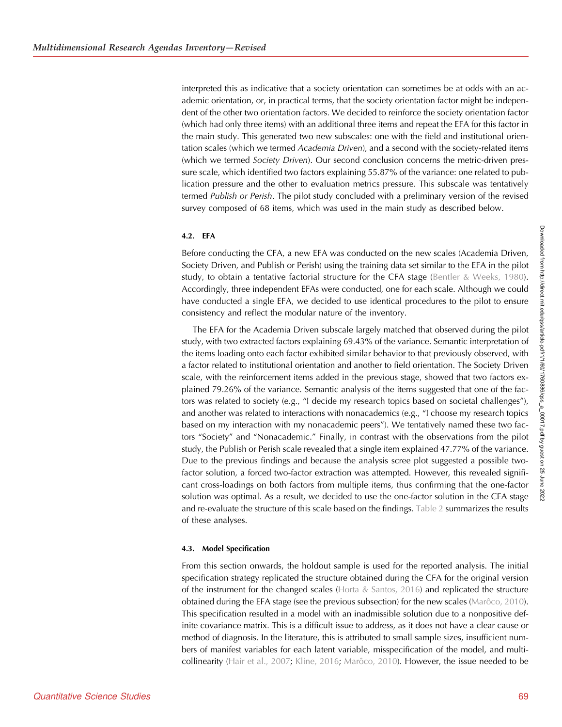interpreted this as indicative that a society orientation can sometimes be at odds with an academic orientation, or, in practical terms, that the society orientation factor might be independent of the other two orientation factors. We decided to reinforce the society orientation factor (which had only three items) with an additional three items and repeat the EFA for this factor in the main study. This generated two new subscales: one with the field and institutional orientation scales (which we termed *Academia Driven*), and a second with the society-related items (which we termed *Society Driven*). Our second conclusion concerns the metric-driven pressure scale, which identified two factors explaining 55.87% of the variance: one related to publication pressure and the other to evaluation metrics pressure. This subscale was tentatively termed *Publish or Perish*. The pilot study concluded with a preliminary version of the revised survey composed of 68 items, which was used in the main study as described below.

### 4.2. EFA

Before conducting the CFA, a new EFA was conducted on the new scales (Academia Driven, Society Driven, and Publish or Perish) using the training data set similar to the EFA in the pilot study, to obtain a tentative factorial structure for the CFA stage (Bentler & Weeks, 1980). Accordingly, three independent EFAs were conducted, one for each scale. Although we could have conducted a single EFA, we decided to use identical procedures to the pilot to ensure consistency and reflect the modular nature of the inventory.

The EFA for the Academia Driven subscale largely matched that observed during the pilot study, with two extracted factors explaining 69.43% of the variance. Semantic interpretation of the items loading onto each factor exhibited similar behavior to that previously observed, with a factor related to institutional orientation and another to field orientation. The Society Driven scale, with the reinforcement items added in the previous stage, showed that two factors explained 79.26% of the variance. Semantic analysis of the items suggested that one of the factors was related to society (e.g., "I decide my research topics based on societal challenges"), and another was related to interactions with nonacademics (e.g., "I choose my research topics based on my interaction with my nonacademic peers"). We tentatively named these two factors "Society" and "Nonacademic." Finally, in contrast with the observations from the pilot study, the Publish or Perish scale revealed that a single item explained 47.77% of the variance. Due to the previous findings and because the analysis scree plot suggested a possible two-factor solution, a forced two-factor extraction was attempted. However, this revealed significant cross-loadings on both factors from multiple items, thus confirming that the one-factor solution was optimal. As a result, we decided to use the one-factor solution in the CFA stage and re-evaluate the structure of this scale based on the findings. Table 2 summarizes the results of these analyses.

### 4.3. Model Specification

From this section onwards, the holdout sample is used for the reported analysis. The initial specification strategy replicated the structure obtained during the CFA for the original version of the instrument for the changed scales (Horta & Santos, 2016) and replicated the structure obtained during the EFA stage (see the previous subsection) for the new scales (Marôco, 2010). This specification resulted in a model with an inadmissible solution due to a nonpositive definite covariance matrix. This is a difficult issue to address, as it does not have a clear cause or method of diagnosis. In the literature, this is attributed to small sample sizes, insufficient numbers of manifest variables for each latent variable, misspecification of the model, and multicollinearity (Hair et al., 2007; Kline, 2016; Marôco, 2010). However, the issue needed to be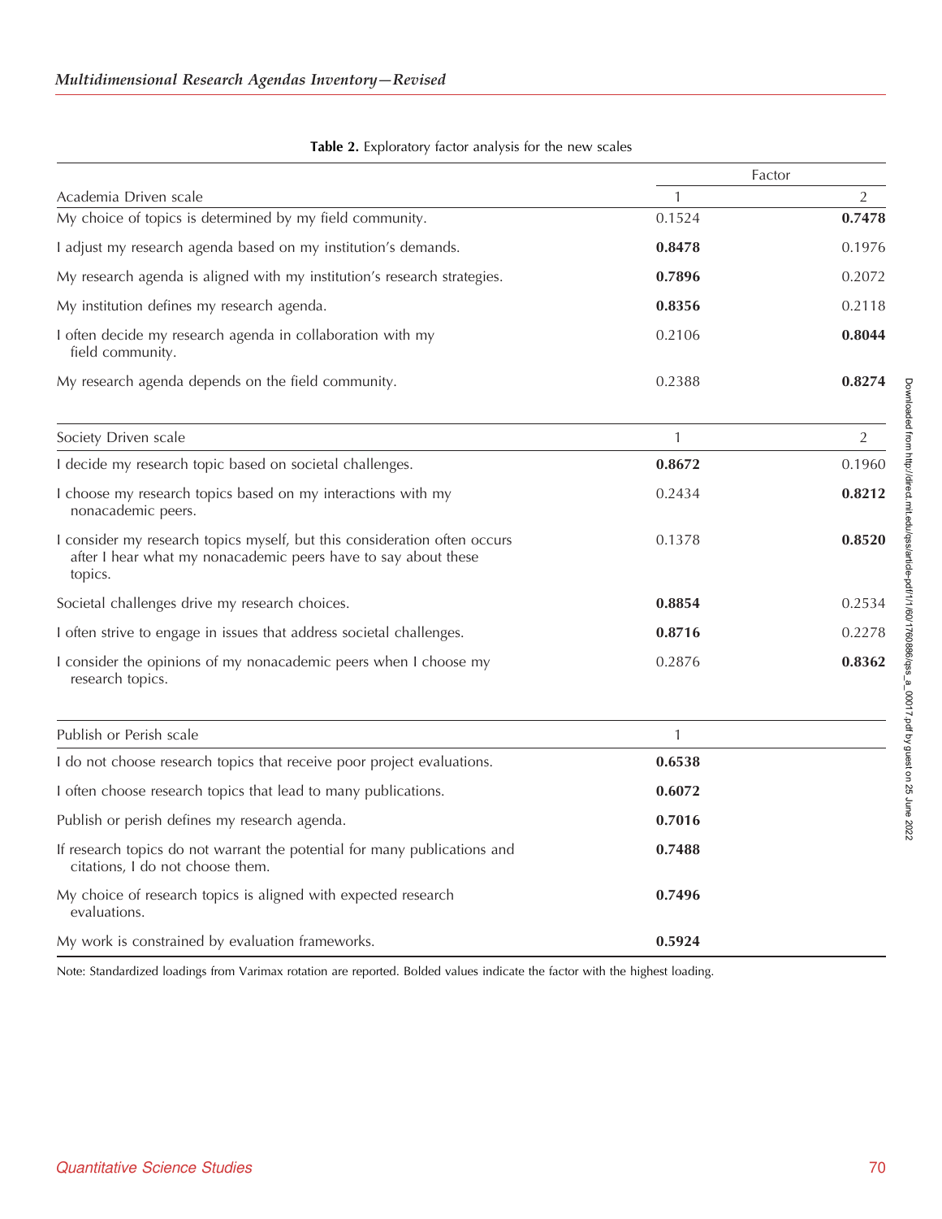**Table 2.** Exploratory factor analysis for the new scales

| | Factor | |
|---|---|---|
| Academia Driven scale | 1 | 2 |
| My choice of topics is determined by my field community. | 0.1524 | **0.7478** |
| I adjust my research agenda based on my institution's demands. | **0.8478** | 0.1976 |
| My research agenda is aligned with my institution's research strategies. | **0.7896** | 0.2072 |
| My institution defines my research agenda. | **0.8356** | 0.2118 |
| I often decide my research agenda in collaboration with my field community. | 0.2106 | **0.8044** |
| My research agenda depends on the field community. | 0.2388 | **0.8274** |
| Society Driven scale | 1 | 2 |
| I decide my research topic based on societal challenges. | **0.8672** | 0.1960 |
| I choose my research topics based on my interactions with my nonacademic peers. | 0.2434 | **0.8212** |
| I consider my research topics myself, but this consideration often occurs after I hear what my nonacademic peers have to say about these topics. | 0.1378 | **0.8520** |
| Societal challenges drive my research choices. | **0.8854** | 0.2534 |
| I often strive to engage in issues that address societal challenges. | **0.8716** | 0.2278 |
| I consider the opinions of my nonacademic peers when I choose my research topics. | 0.2876 | **0.8362** |
| Publish or Perish scale | 1 | |
| I do not choose research topics that receive poor project evaluations. | **0.6538** | |
| I often choose research topics that lead to many publications. | **0.6072** | |
| Publish or perish defines my research agenda. | **0.7016** | |
| If research topics do not warrant the potential for many publications and citations, I do not choose them. | **0.7488** | |
| My choice of research topics is aligned with expected research evaluations. | **0.7496** | |
| My work is constrained by evaluation frameworks. | **0.5924** | |

Note: Standardized loadings from Varimax rotation are reported. Bolded values indicate the factor with the highest loading.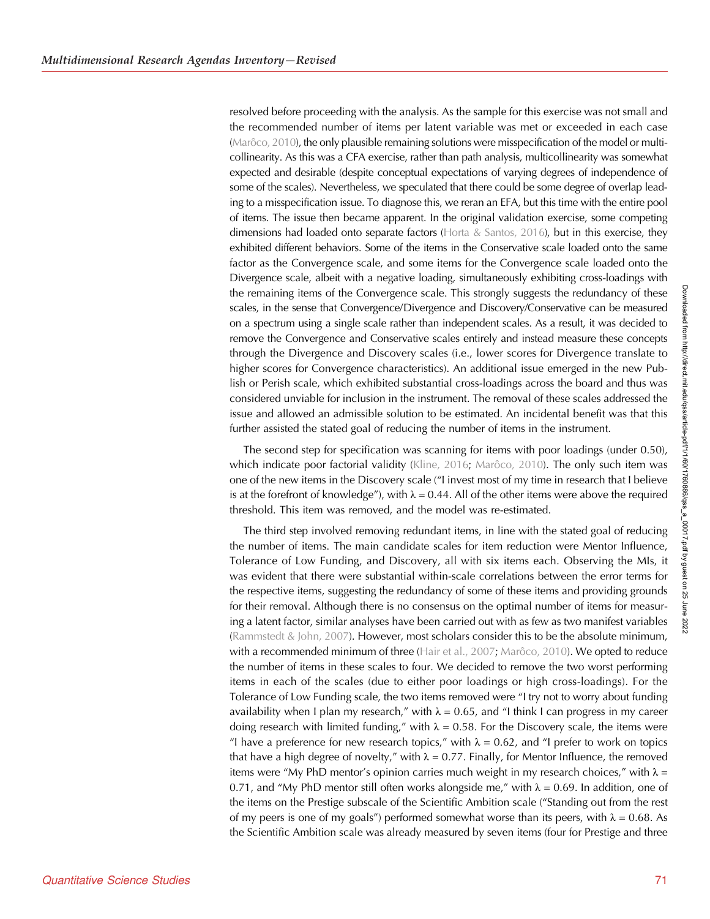resolved before proceeding with the analysis. As the sample for this exercise was not small and the recommended number of items per latent variable was met or exceeded in each case (Marôco, 2010), the only plausible remaining solutions were misspecification of the model or multicollinearity. As this was a CFA exercise, rather than path analysis, multicollinearity was somewhat expected and desirable (despite conceptual expectations of varying degrees of independence of some of the scales). Nevertheless, we speculated that there could be some degree of overlap leading to a misspecification issue. To diagnose this, we reran an EFA, but this time with the entire pool of items. The issue then became apparent. In the original validation exercise, some competing dimensions had loaded onto separate factors (Horta & Santos, 2016), but in this exercise, they exhibited different behaviors. Some of the items in the Conservative scale loaded onto the same factor as the Convergence scale, and some items for the Convergence scale loaded onto the Divergence scale, albeit with a negative loading, simultaneously exhibiting cross-loadings with the remaining items of the Convergence scale. This strongly suggests the redundancy of these scales, in the sense that Convergence/Divergence and Discovery/Conservative can be measured on a spectrum using a single scale rather than independent scales. As a result, it was decided to remove the Convergence and Conservative scales entirely and instead measure these concepts through the Divergence and Discovery scales (i.e., lower scores for Divergence translate to higher scores for Convergence characteristics). An additional issue emerged in the new Publish or Perish scale, which exhibited substantial cross-loadings across the board and thus was considered unviable for inclusion in the instrument. The removal of these scales addressed the issue and allowed an admissible solution to be estimated. An incidental benefit was that this further assisted the stated goal of reducing the number of items in the instrument.

The second step for specification was scanning for items with poor loadings (under 0.50), which indicate poor factorial validity (Kline, 2016; Marôco, 2010). The only such item was one of the new items in the Discovery scale ("I invest most of my time in research that I believe is at the forefront of knowledge"), with $\lambda = 0.44$. All of the other items were above the required threshold. This item was removed, and the model was re-estimated.

The third step involved removing redundant items, in line with the stated goal of reducing the number of items. The main candidate scales for item reduction were Mentor Influence, Tolerance of Low Funding, and Discovery, all with six items each. Observing the MIs, it was evident that there were substantial within-scale correlations between the error terms for the respective items, suggesting the redundancy of some of these items and providing grounds for their removal. Although there is no consensus on the optimal number of items for measuring a latent factor, similar analyses have been carried out with as few as two manifest variables (Rammstedt & John, 2007). However, most scholars consider this to be the absolute minimum, with a recommended minimum of three (Hair et al., 2007; Marôco, 2010). We opted to reduce the number of items in these scales to four. We decided to remove the two worst performing items in each of the scales (due to either poor loadings or high cross-loadings). For the Tolerance of Low Funding scale, the two items removed were "I try not to worry about funding availability when I plan my research," with $\lambda = 0.65$, and "I think I can progress in my career doing research with limited funding," with $\lambda = 0.58$. For the Discovery scale, the items were "I have a preference for new research topics," with $\lambda = 0.62$, and "I prefer to work on topics that have a high degree of novelty," with $\lambda = 0.77$. Finally, for Mentor Influence, the removed items were "My PhD mentor's opinion carries much weight in my research choices," with $\lambda = 0.71$, and "My PhD mentor still often works alongside me," with $\lambda = 0.69$. In addition, one of the items on the Prestige subscale of the Scientific Ambition scale ("Standing out from the rest of my peers is one of my goals") performed somewhat worse than its peers, with $\lambda = 0.68$. As the Scientific Ambition scale was already measured by seven items (four for Prestige and three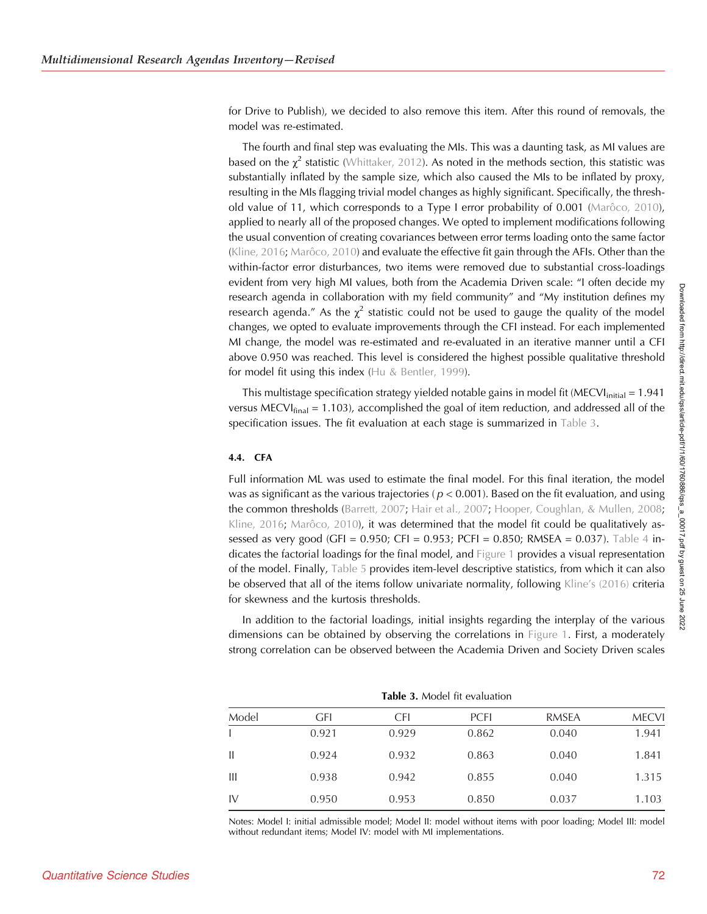for Drive to Publish), we decided to also remove this item. After this round of removals, the model was re-estimated.

The fourth and final step was evaluating the MIs. This was a daunting task, as MI values are based on the $\chi^2$ statistic (Whittaker, 2012). As noted in the methods section, this statistic was substantially inflated by the sample size, which also caused the MIs to be inflated by proxy, resulting in the MIs flagging trivial model changes as highly significant. Specifically, the threshold value of 11, which corresponds to a Type I error probability of 0.001 (Marôco, 2010), applied to nearly all of the proposed changes. We opted to implement modifications following the usual convention of creating covariances between error terms loading onto the same factor (Kline, 2016; Marôco, 2010) and evaluate the effective fit gain through the AFIs. Other than the within-factor error disturbances, two items were removed due to substantial cross-loadings evident from very high MI values, both from the Academia Driven scale: "I often decide my research agenda in collaboration with my field community" and "My institution defines my research agenda." As the $\chi^2$ statistic could not be used to gauge the quality of the model changes, we opted to evaluate improvements through the CFI instead. For each implemented MI change, the model was re-estimated and re-evaluated in an iterative manner until a CFI above 0.950 was reached. This level is considered the highest possible qualitative threshold for model fit using this index (Hu & Bentler, 1999).

This multistage specification strategy yielded notable gains in model fit ($MECVI_{initial} = 1.941$ versus $MECVI_{final} = 1.103$), accomplished the goal of item reduction, and addressed all of the specification issues. The fit evaluation at each stage is summarized in Table 3.

### 4.4. CFA

Full information ML was used to estimate the final model. For this final iteration, the model was as significant as the various trajectories ($p < 0.001$). Based on the fit evaluation, and using the common thresholds (Barrett, 2007; Hair et al., 2007; Hooper, Coughlan, & Mullen, 2008; Kline, 2016; Marôco, 2010), it was determined that the model fit could be qualitatively assessed as very good (GFI = 0.950; CFI = 0.953; PCFI = 0.850; RMSEA = 0.037). Table 4 indicates the factorial loadings for the final model, and Figure 1 provides a visual representation of the model. Finally, Table 5 provides item-level descriptive statistics, from which it can also be observed that all of the items follow univariate normality, following Kline's (2016) criteria for skewness and the kurtosis thresholds.

In addition to the factorial loadings, initial insights regarding the interplay of the various dimensions can be obtained by observing the correlations in Figure 1. First, a moderately strong correlation can be observed between the Academia Driven and Society Driven scales

**Table 3.** Model fit evaluation

| Model | GFI | CFI | PCFI | RMSEA | MECVI |
|---|---|---|---|---|---|
| I | 0.921 | 0.929 | 0.862 | 0.040 | 1.941 |
| II | 0.924 | 0.932 | 0.863 | 0.040 | 1.841 |
| III | 0.938 | 0.942 | 0.855 | 0.040 | 1.315 |
| IV | 0.950 | 0.953 | 0.850 | 0.037 | 1.103 |

Notes: Model I: initial admissible model; Model II: model without items with poor loading; Model III: model without redundant items; Model IV: model with MI implementations.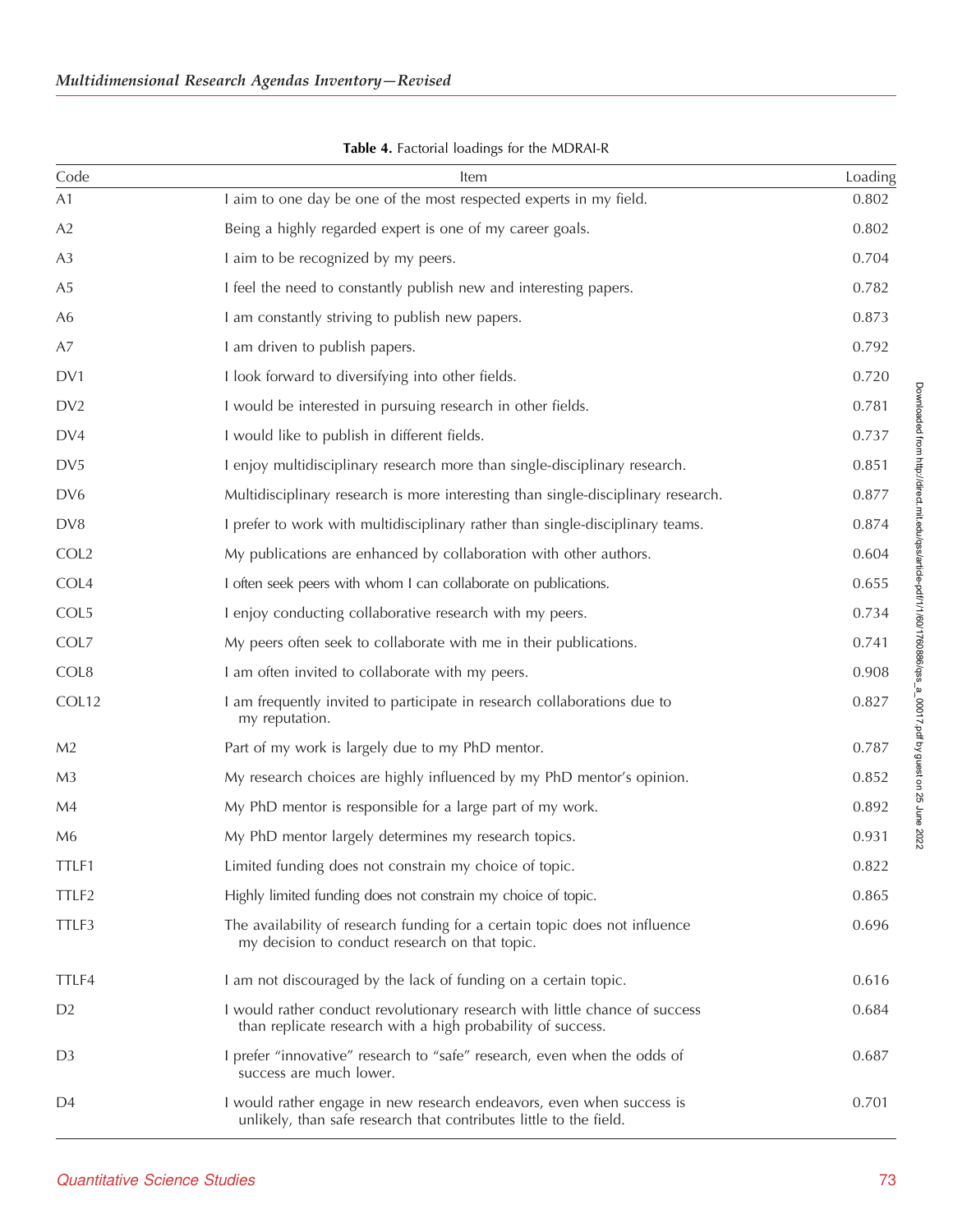**Table 4.** Factorial loadings for the MDRAI-R

| Code | Item | Loading |
|---|---|---|
| A1 | I aim to one day be one of the most respected experts in my field. | 0.802 |
| A2 | Being a highly regarded expert is one of my career goals. | 0.802 |
| A3 | I aim to be recognized by my peers. | 0.704 |
| A5 | I feel the need to constantly publish new and interesting papers. | 0.782 |
| A6 | I am constantly striving to publish new papers. | 0.873 |
| A7 | I am driven to publish papers. | 0.792 |
| DV1 | I look forward to diversifying into other fields. | 0.720 |
| DV2 | I would be interested in pursuing research in other fields. | 0.781 |
| DV4 | I would like to publish in different fields. | 0.737 |
| DV5 | I enjoy multidisciplinary research more than single-disciplinary research. | 0.851 |
| DV6 | Multidisciplinary research is more interesting than single-disciplinary research. | 0.877 |
| DV8 | I prefer to work with multidisciplinary rather than single-disciplinary teams. | 0.874 |
| COL2 | My publications are enhanced by collaboration with other authors. | 0.604 |
| COL4 | I often seek peers with whom I can collaborate on publications. | 0.655 |
| COL5 | I enjoy conducting collaborative research with my peers. | 0.734 |
| COL7 | My peers often seek to collaborate with me in their publications. | 0.741 |
| COL8 | I am often invited to collaborate with my peers. | 0.908 |
| COL12 | I am frequently invited to participate in research collaborations due to my reputation. | 0.827 |
| M2 | Part of my work is largely due to my PhD mentor. | 0.787 |
| M3 | My research choices are highly influenced by my PhD mentor's opinion. | 0.852 |
| M4 | My PhD mentor is responsible for a large part of my work. | 0.892 |
| M6 | My PhD mentor largely determines my research topics. | 0.931 |
| TTLF1 | Limited funding does not constrain my choice of topic. | 0.822 |
| TTLF2 | Highly limited funding does not constrain my choice of topic. | 0.865 |
| TTLF3 | The availability of research funding for a certain topic does not influence my decision to conduct research on that topic. | 0.696 |
| TTLF4 | I am not discouraged by the lack of funding on a certain topic. | 0.616 |
| D2 | I would rather conduct revolutionary research with little chance of success than replicate research with a high probability of success. | 0.684 |
| D3 | I prefer "innovative" research to "safe" research, even when the odds of success are much lower. | 0.687 |
| D4 | I would rather engage in new research endeavors, even when success is unlikely, than safe research that contributes little to the field. | 0.701 |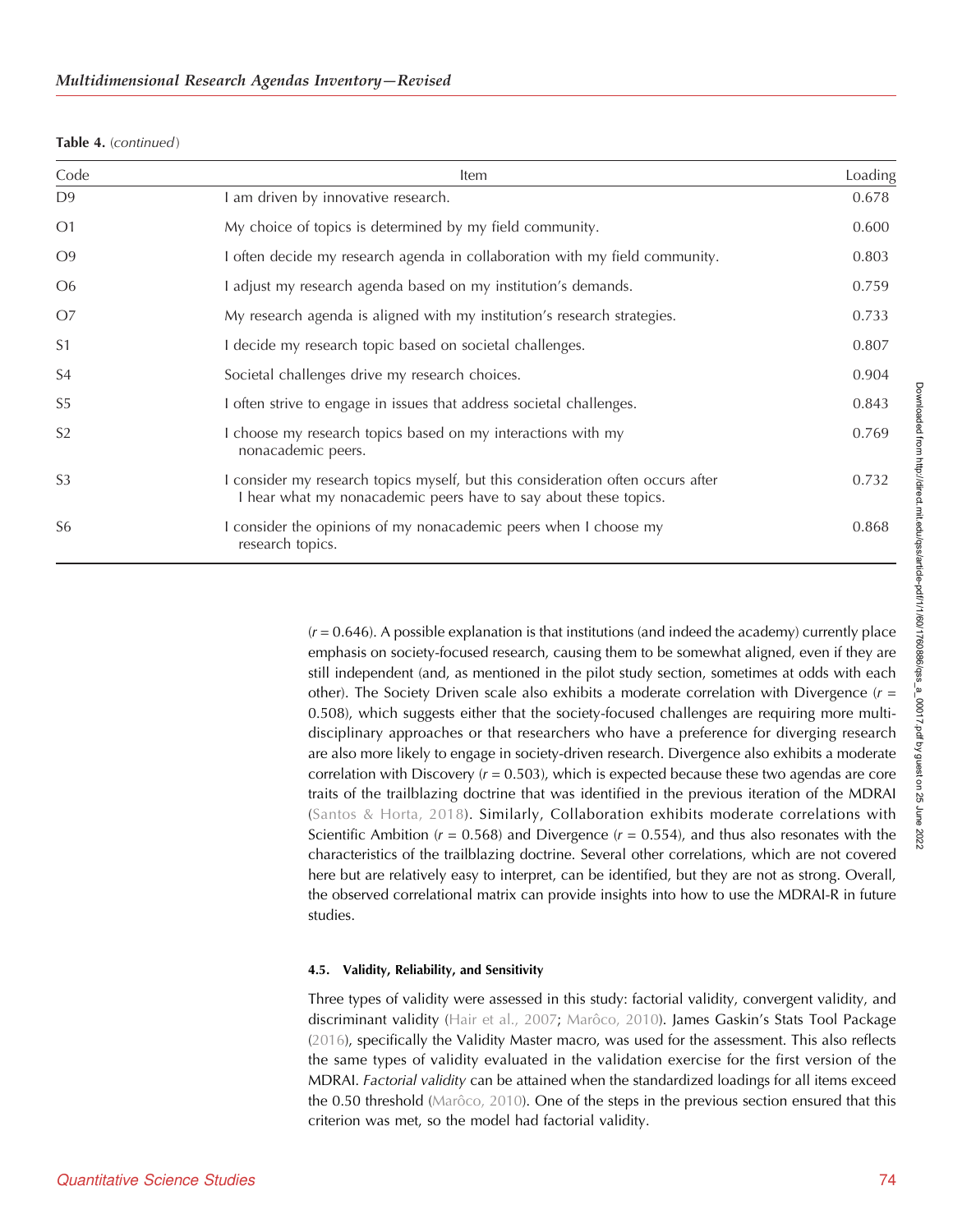**Table 4.** (*continued*)

| Code | Item | Loading |
|---|---|---|
| D9 | I am driven by innovative research. | 0.678 |
| O1 | My choice of topics is determined by my field community. | 0.600 |
| O9 | I often decide my research agenda in collaboration with my field community. | 0.803 |
| O6 | I adjust my research agenda based on my institution's demands. | 0.759 |
| O7 | My research agenda is aligned with my institution's research strategies. | 0.733 |
| S1 | I decide my research topic based on societal challenges. | 0.807 |
| S4 | Societal challenges drive my research choices. | 0.904 |
| S5 | I often strive to engage in issues that address societal challenges. | 0.843 |
| S2 | I choose my research topics based on my interactions with my nonacademic peers. | 0.769 |
| S3 | I consider my research topics myself, but this consideration often occurs after I hear what my nonacademic peers have to say about these topics. | 0.732 |
| S6 | I consider the opinions of my nonacademic peers when I choose my research topics. | 0.868 |

($r$ = 0.646). A possible explanation is that institutions (and indeed the academy) currently place emphasis on society-focused research, causing them to be somewhat aligned, even if they are still independent (and, as mentioned in the pilot study section, sometimes at odds with each other). The Society Driven scale also exhibits a moderate correlation with Divergence ($r$ = 0.508), which suggests either that the society-focused challenges are requiring more multidisciplinary approaches or that researchers who have a preference for diverging research are also more likely to engage in society-driven research. Divergence also exhibits a moderate correlation with Discovery ($r$ = 0.503), which is expected because these two agendas are core traits of the trailblazing doctrine that was identified in the previous iteration of the MDRAI (Santos & Horta, 2018). Similarly, Collaboration exhibits moderate correlations with Scientific Ambition ($r$ = 0.568) and Divergence ($r$ = 0.554), and thus also resonates with the characteristics of the trailblazing doctrine. Several other correlations, which are not covered here but are relatively easy to interpret, can be identified, but they are not as strong. Overall, the observed correlational matrix can provide insights into how to use the MDRAI-R in future studies.

#### 4.5. Validity, Reliability, and Sensitivity

Three types of validity were assessed in this study: factorial validity, convergent validity, and discriminant validity (Hair et al., 2007; Marôco, 2010). James Gaskin's Stats Tool Package (2016), specifically the Validity Master macro, was used for the assessment. This also reflects the same types of validity evaluated in the validation exercise for the first version of the MDRAI. *Factorial validity* can be attained when the standardized loadings for all items exceed the 0.50 threshold (Marôco, 2010). One of the steps in the previous section ensured that this criterion was met, so the model had factorial validity.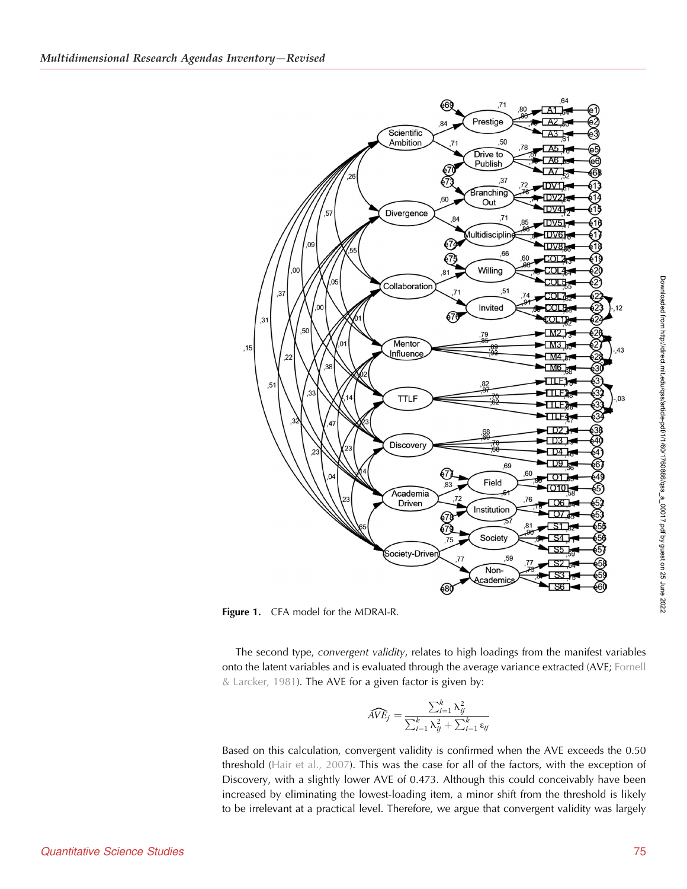Figure 1. CFA model for the MDRAI-R.

The second type, *convergent validity*, relates to high loadings from the manifest variables onto the latent variables and is evaluated through the average variance extracted (AVE; Fornell & Larcker, 1981). The AVE for a given factor is given by:

$$\widehat{AVE}_j = \frac{\sum_{i=1}^{k} \lambda_{ij}^2}{\sum_{i=1}^{k} \lambda_{ij}^2 + \sum_{i=1}^{k} \varepsilon_{ij}}$$

Based on this calculation, convergent validity is confirmed when the AVE exceeds the 0.50 threshold (Hair et al., 2007). This was the case for all of the factors, with the exception of Discovery, with a slightly lower AVE of 0.473. Although this could conceivably have been increased by eliminating the lowest-loading item, a minor shift from the threshold is likely to be irrelevant at a practical level. Therefore, we argue that convergent validity was largely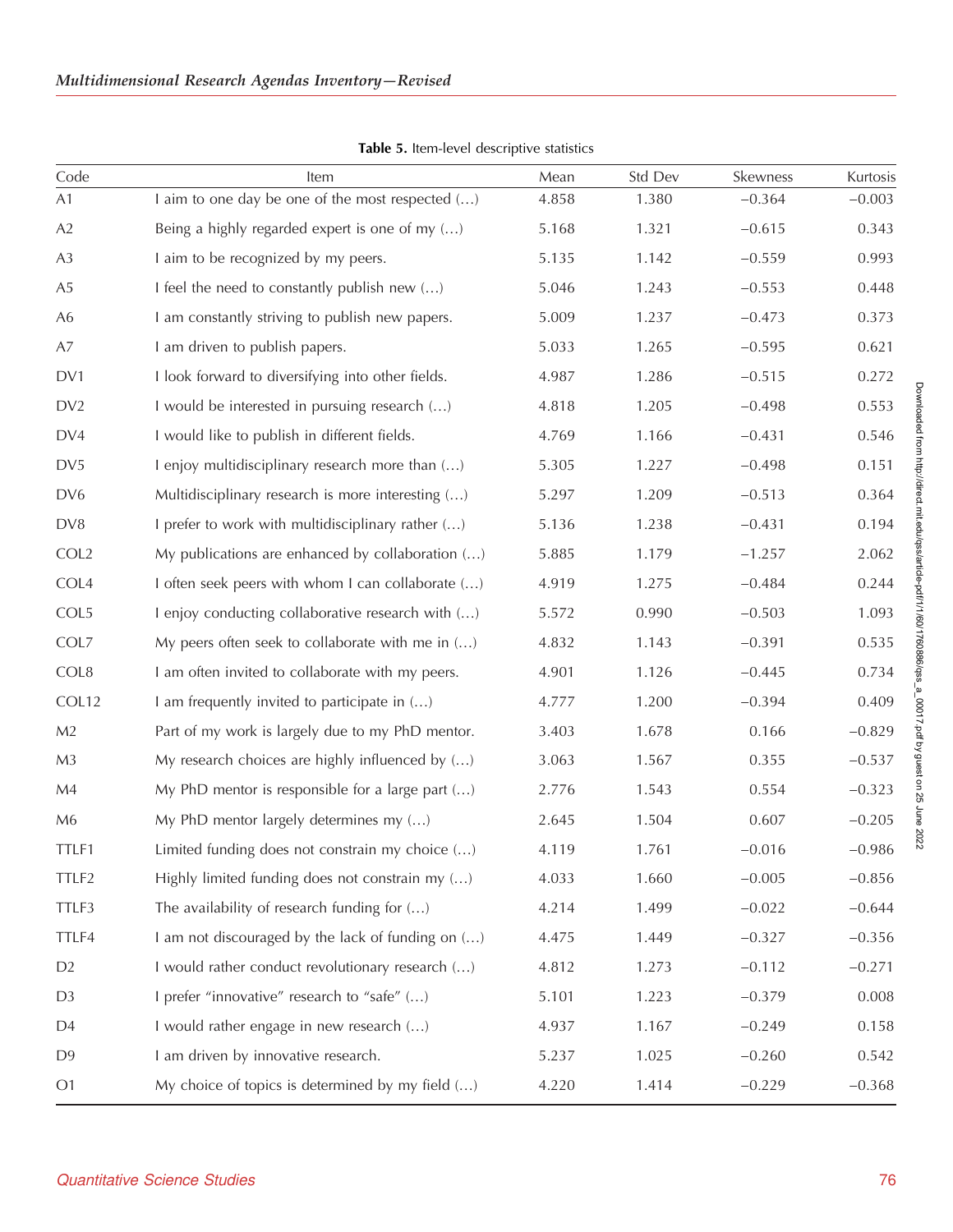**Table 5.** Item-level descriptive statistics

| Code | Item | Mean | Std Dev | Skewness | Kurtosis |
|---|---|---|---|---|---|
| A1 | I aim to one day be one of the most respected (…) | 4.858 | 1.380 | −0.364 | −0.003 |
| A2 | Being a highly regarded expert is one of my (…) | 5.168 | 1.321 | −0.615 | 0.343 |
| A3 | I aim to be recognized by my peers. | 5.135 | 1.142 | −0.559 | 0.993 |
| A5 | I feel the need to constantly publish new (…) | 5.046 | 1.243 | −0.553 | 0.448 |
| A6 | I am constantly striving to publish new papers. | 5.009 | 1.237 | −0.473 | 0.373 |
| A7 | I am driven to publish papers. | 5.033 | 1.265 | −0.595 | 0.621 |
| DV1 | I look forward to diversifying into other fields. | 4.987 | 1.286 | −0.515 | 0.272 |
| DV2 | I would be interested in pursuing research (…) | 4.818 | 1.205 | −0.498 | 0.553 |
| DV4 | I would like to publish in different fields. | 4.769 | 1.166 | −0.431 | 0.546 |
| DV5 | I enjoy multidisciplinary research more than (…) | 5.305 | 1.227 | −0.498 | 0.151 |
| DV6 | Multidisciplinary research is more interesting (…) | 5.297 | 1.209 | −0.513 | 0.364 |
| DV8 | I prefer to work with multidisciplinary rather (…) | 5.136 | 1.238 | −0.431 | 0.194 |
| COL2 | My publications are enhanced by collaboration (…) | 5.885 | 1.179 | −1.257 | 2.062 |
| COL4 | I often seek peers with whom I can collaborate (…) | 4.919 | 1.275 | −0.484 | 0.244 |
| COL5 | I enjoy conducting collaborative research with (…) | 5.572 | 0.990 | −0.503 | 1.093 |
| COL7 | My peers often seek to collaborate with me in (…) | 4.832 | 1.143 | −0.391 | 0.535 |
| COL8 | I am often invited to collaborate with my peers. | 4.901 | 1.126 | −0.445 | 0.734 |
| COL12 | I am frequently invited to participate in (…) | 4.777 | 1.200 | −0.394 | 0.409 |
| M2 | Part of my work is largely due to my PhD mentor. | 3.403 | 1.678 | 0.166 | −0.829 |
| M3 | My research choices are highly influenced by (…) | 3.063 | 1.567 | 0.355 | −0.537 |
| M4 | My PhD mentor is responsible for a large part (…) | 2.776 | 1.543 | 0.554 | −0.323 |
| M6 | My PhD mentor largely determines my (…) | 2.645 | 1.504 | 0.607 | −0.205 |
| TTLF1 | Limited funding does not constrain my choice (…) | 4.119 | 1.761 | −0.016 | −0.986 |
| TTLF2 | Highly limited funding does not constrain my (…) | 4.033 | 1.660 | −0.005 | −0.856 |
| TTLF3 | The availability of research funding for (…) | 4.214 | 1.499 | −0.022 | −0.644 |
| TTLF4 | I am not discouraged by the lack of funding on (…) | 4.475 | 1.449 | −0.327 | −0.356 |
| D2 | I would rather conduct revolutionary research (…) | 4.812 | 1.273 | −0.112 | −0.271 |
| D3 | I prefer "innovative" research to "safe" (…) | 5.101 | 1.223 | −0.379 | 0.008 |
| D4 | I would rather engage in new research (…) | 4.937 | 1.167 | −0.249 | 0.158 |
| D9 | I am driven by innovative research. | 5.237 | 1.025 | −0.260 | 0.542 |
| O1 | My choice of topics is determined by my field (…) | 4.220 | 1.414 | −0.229 | −0.368 |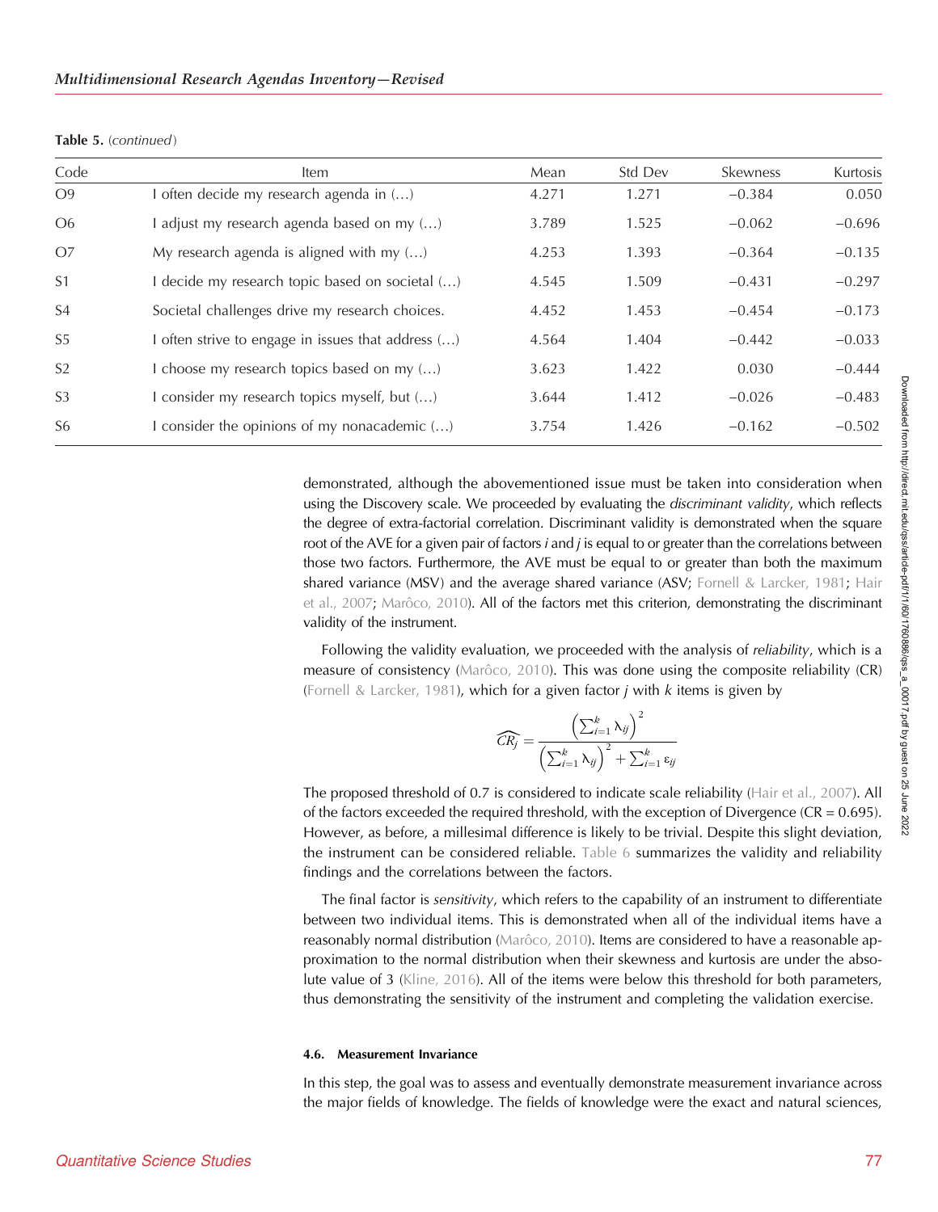**Table 5.** *(continued)*

| Code | Item | Mean | Std Dev | Skewness | Kurtosis |
|---|---|---|---|---|---|
| O9 | I often decide my research agenda in (…) | 4.271 | 1.271 | −0.384 | 0.050 |
| O6 | I adjust my research agenda based on my (…) | 3.789 | 1.525 | −0.062 | −0.696 |
| O7 | My research agenda is aligned with my (…) | 4.253 | 1.393 | −0.364 | −0.135 |
| S1 | I decide my research topic based on societal (…) | 4.545 | 1.509 | −0.431 | −0.297 |
| S4 | Societal challenges drive my research choices. | 4.452 | 1.453 | −0.454 | −0.173 |
| S5 | I often strive to engage in issues that address (…) | 4.564 | 1.404 | −0.442 | −0.033 |
| S2 | I choose my research topics based on my (…) | 3.623 | 1.422 | 0.030 | −0.444 |
| S3 | I consider my research topics myself, but (…) | 3.644 | 1.412 | −0.026 | −0.483 |
| S6 | I consider the opinions of my nonacademic (…) | 3.754 | 1.426 | −0.162 | −0.502 |

demonstrated, although the abovementioned issue must be taken into consideration when using the Discovery scale. We proceeded by evaluating the *discriminant validity*, which reflects the degree of extra-factorial correlation. Discriminant validity is demonstrated when the square root of the AVE for a given pair of factors $i$ and $j$ is equal to or greater than the correlations between those two factors. Furthermore, the AVE must be equal to or greater than both the maximum shared variance (MSV) and the average shared variance (ASV; Fornell & Larcker, 1981; Hair et al., 2007; Marôco, 2010). All of the factors met this criterion, demonstrating the discriminant validity of the instrument.

Following the validity evaluation, we proceeded with the analysis of *reliability*, which is a measure of consistency (Marôco, 2010). This was done using the composite reliability (CR) (Fornell & Larcker, 1981), which for a given factor $j$ with $k$ items is given by

$$\widehat{CR_j} = \frac{\left(\sum_{i=1}^{k} \lambda_{ij}\right)^2}{\left(\sum_{i=1}^{k} \lambda_{ij}\right)^2 + \sum_{i=1}^{k} \varepsilon_{ij}}$$

The proposed threshold of 0.7 is considered to indicate scale reliability (Hair et al., 2007). All of the factors exceeded the required threshold, with the exception of Divergence (CR = 0.695). However, as before, a millesimal difference is likely to be trivial. Despite this slight deviation, the instrument can be considered reliable. Table 6 summarizes the validity and reliability findings and the correlations between the factors.

The final factor is *sensitivity*, which refers to the capability of an instrument to differentiate between two individual items. This is demonstrated when all of the individual items have a reasonably normal distribution (Marôco, 2010). Items are considered to have a reasonable approximation to the normal distribution when their skewness and kurtosis are under the absolute value of 3 (Kline, 2016). All of the items were below this threshold for both parameters, thus demonstrating the sensitivity of the instrument and completing the validation exercise.

#### 4.6. Measurement Invariance

In this step, the goal was to assess and eventually demonstrate measurement invariance across the major fields of knowledge. The fields of knowledge were the exact and natural sciences,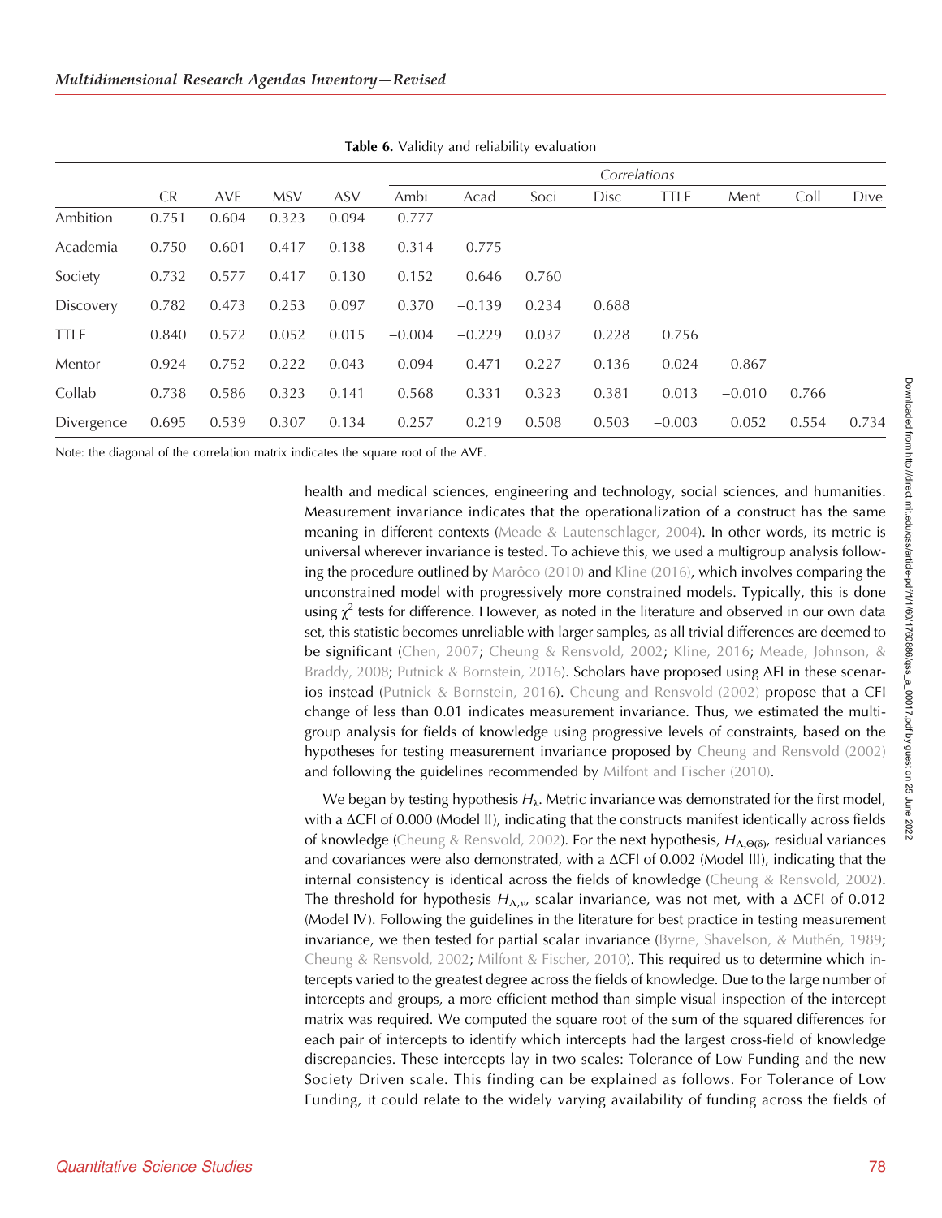**Table 6.** Validity and reliability evaluation

| | CR | AVE | MSV | ASV | *Correlations* | | | | | | | |
|---|---|---|---|---|---|---|---|---|---|---|---|---|
| | | | | | Ambi | Acad | Soci | Disc | TTLF | Ment | Coll | Dive |
| Ambition | 0.751 | 0.604 | 0.323 | 0.094 | 0.777 | | | | | | | |
| Academia | 0.750 | 0.601 | 0.417 | 0.138 | 0.314 | 0.775 | | | | | | |
| Society | 0.732 | 0.577 | 0.417 | 0.130 | 0.152 | 0.646 | 0.760 | | | | | |
| Discovery | 0.782 | 0.473 | 0.253 | 0.097 | 0.370 | −0.139 | 0.234 | 0.688 | | | | |
| TTLF | 0.840 | 0.572 | 0.052 | 0.015 | −0.004 | −0.229 | 0.037 | 0.228 | 0.756 | | | |
| Mentor | 0.924 | 0.752 | 0.222 | 0.043 | 0.094 | 0.471 | 0.227 | −0.136 | −0.024 | 0.867 | | |
| Collab | 0.738 | 0.586 | 0.323 | 0.141 | 0.568 | 0.331 | 0.323 | 0.381 | 0.013 | −0.010 | 0.766 | |
| Divergence | 0.695 | 0.539 | 0.307 | 0.134 | 0.257 | 0.219 | 0.508 | 0.503 | −0.003 | 0.052 | 0.554 | 0.734 |

Note: the diagonal of the correlation matrix indicates the square root of the AVE.

health and medical sciences, engineering and technology, social sciences, and humanities. Measurement invariance indicates that the operationalization of a construct has the same meaning in different contexts (Meade & Lautenschlager, 2004). In other words, its metric is universal wherever invariance is tested. To achieve this, we used a multigroup analysis following the procedure outlined by Marôco (2010) and Kline (2016), which involves comparing the unconstrained model with progressively more constrained models. Typically, this is done using $\chi^2$ tests for difference. However, as noted in the literature and observed in our own data set, this statistic becomes unreliable with larger samples, as all trivial differences are deemed to be significant (Chen, 2007; Cheung & Rensvold, 2002; Kline, 2016; Meade, Johnson, & Braddy, 2008; Putnick & Bornstein, 2016). Scholars have proposed using AFI in these scenarios instead (Putnick & Bornstein, 2016). Cheung and Rensvold (2002) propose that a CFI change of less than 0.01 indicates measurement invariance. Thus, we estimated the multigroup analysis for fields of knowledge using progressive levels of constraints, based on the hypotheses for testing measurement invariance proposed by Cheung and Rensvold (2002) and following the guidelines recommended by Milfont and Fischer (2010).

We began by testing hypothesis $H_\lambda$. Metric invariance was demonstrated for the first model, with a $\Delta$CFI of 0.000 (Model II), indicating that the constructs manifest identically across fields of knowledge (Cheung & Rensvold, 2002). For the next hypothesis, $H_{\Lambda,\Theta(\delta)}$, residual variances and covariances were also demonstrated, with a $\Delta$CFI of 0.002 (Model III), indicating that the internal consistency is identical across the fields of knowledge (Cheung & Rensvold, 2002). The threshold for hypothesis $H_{\Lambda,\nu}$, scalar invariance, was not met, with a $\Delta$CFI of 0.012 (Model IV). Following the guidelines in the literature for best practice in testing measurement invariance, we then tested for partial scalar invariance (Byrne, Shavelson, & Muthén, 1989; Cheung & Rensvold, 2002; Milfont & Fischer, 2010). This required us to determine which intercepts varied to the greatest degree across the fields of knowledge. Due to the large number of intercepts and groups, a more efficient method than simple visual inspection of the intercept matrix was required. We computed the square root of the sum of the squared differences for each pair of intercepts to identify which intercepts had the largest cross-field of knowledge discrepancies. These intercepts lay in two scales: Tolerance of Low Funding and the new Society Driven scale. This finding can be explained as follows. For Tolerance of Low Funding, it could relate to the widely varying availability of funding across the fields of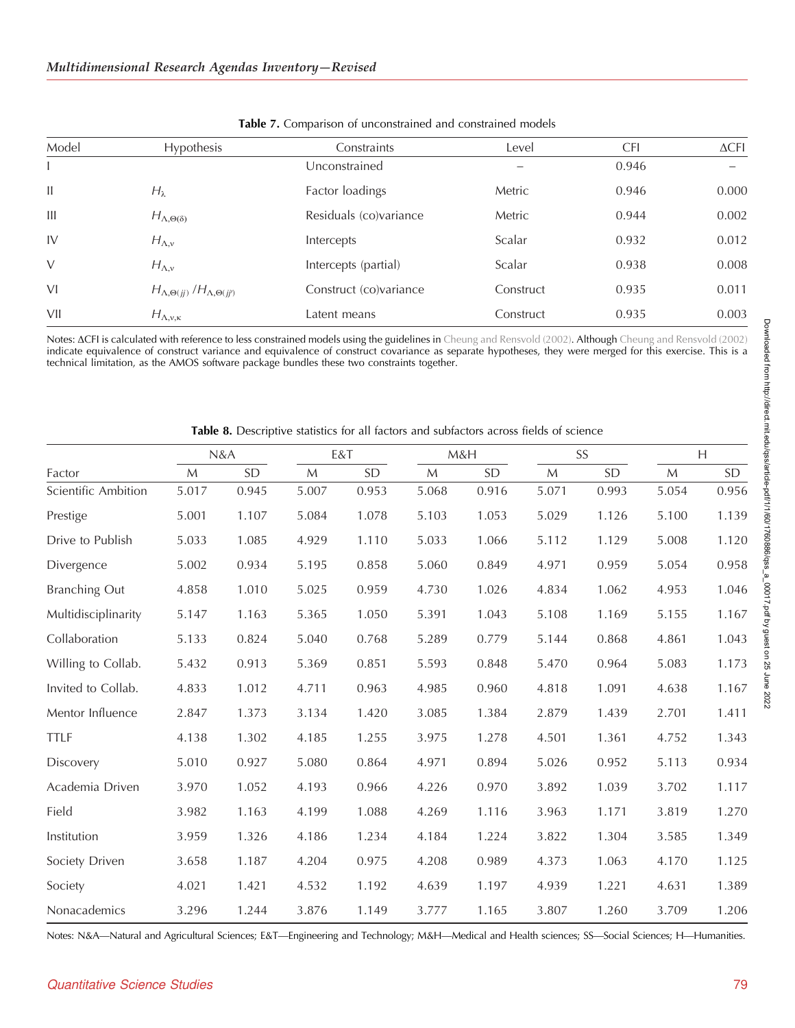**Table 7.** Comparison of unconstrained and constrained models

| Model | Hypothesis | Constraints | Level | CFI | ΔCFI |
|---|---|---|---|---|---|
| I | | Unconstrained | – | 0.946 | – |
| II | $H_{\lambda}$ | Factor loadings | Metric | 0.946 | 0.000 |
| III | $H_{\Lambda,\Theta(\delta)}$ | Residuals (co)variance | Metric | 0.944 | 0.002 |
| IV | $H_{\Lambda,\nu}$ | Intercepts | Scalar | 0.932 | 0.012 |
| V | $H_{\Lambda,\nu}$ | Intercepts (partial) | Scalar | 0.938 | 0.008 |
| VI | $H_{\Lambda,\Theta(jj)}$ / $H_{\Lambda,\Theta(jj')}$ | Construct (co)variance | Construct | 0.935 | 0.011 |
| VII | $H_{\Lambda,\nu,\kappa}$ | Latent means | Construct | 0.935 | 0.003 |

Notes: ΔCFI is calculated with reference to less constrained models using the guidelines in Cheung and Rensvold (2002). Although Cheung and Rensvold (2002) indicate equivalence of construct variance and equivalence of construct covariance as separate hypotheses, they were merged for this exercise. This is a technical limitation, as the AMOS software package bundles these two constraints together.

**Table 8.** Descriptive statistics for all factors and subfactors across fields of science

| | N&A | | E&T | | M&H | | SS | | H | |
|---|---|---|---|---|---|---|---|---|---|---|
| Factor | M | SD | M | SD | M | SD | M | SD | M | SD |
| Scientific Ambition | 5.017 | 0.945 | 5.007 | 0.953 | 5.068 | 0.916 | 5.071 | 0.993 | 5.054 | 0.956 |
| Prestige | 5.001 | 1.107 | 5.084 | 1.078 | 5.103 | 1.053 | 5.029 | 1.126 | 5.100 | 1.139 |
| Drive to Publish | 5.033 | 1.085 | 4.929 | 1.110 | 5.033 | 1.066 | 5.112 | 1.129 | 5.008 | 1.120 |
| Divergence | 5.002 | 0.934 | 5.195 | 0.858 | 5.060 | 0.849 | 4.971 | 0.959 | 5.054 | 0.958 |
| Branching Out | 4.858 | 1.010 | 5.025 | 0.959 | 4.730 | 1.026 | 4.834 | 1.062 | 4.953 | 1.046 |
| Multidisciplinarity | 5.147 | 1.163 | 5.365 | 1.050 | 5.391 | 1.043 | 5.108 | 1.169 | 5.155 | 1.167 |
| Collaboration | 5.133 | 0.824 | 5.040 | 0.768 | 5.289 | 0.779 | 5.144 | 0.868 | 4.861 | 1.043 |
| Willing to Collab. | 5.432 | 0.913 | 5.369 | 0.851 | 5.593 | 0.848 | 5.470 | 0.964 | 5.083 | 1.173 |
| Invited to Collab. | 4.833 | 1.012 | 4.711 | 0.963 | 4.985 | 0.960 | 4.818 | 1.091 | 4.638 | 1.167 |
| Mentor Influence | 2.847 | 1.373 | 3.134 | 1.420 | 3.085 | 1.384 | 2.879 | 1.439 | 2.701 | 1.411 |
| TTLF | 4.138 | 1.302 | 4.185 | 1.255 | 3.975 | 1.278 | 4.501 | 1.361 | 4.752 | 1.343 |
| Discovery | 5.010 | 0.927 | 5.080 | 0.864 | 4.971 | 0.894 | 5.026 | 0.952 | 5.113 | 0.934 |
| Academia Driven | 3.970 | 1.052 | 4.193 | 0.966 | 4.226 | 0.970 | 3.892 | 1.039 | 3.702 | 1.117 |
| Field | 3.982 | 1.163 | 4.199 | 1.088 | 4.269 | 1.116 | 3.963 | 1.171 | 3.819 | 1.270 |
| Institution | 3.959 | 1.326 | 4.186 | 1.234 | 4.184 | 1.224 | 3.822 | 1.304 | 3.585 | 1.349 |
| Society Driven | 3.658 | 1.187 | 4.204 | 0.975 | 4.208 | 0.989 | 4.373 | 1.063 | 4.170 | 1.125 |
| Society | 4.021 | 1.421 | 4.532 | 1.192 | 4.639 | 1.197 | 4.939 | 1.221 | 4.631 | 1.389 |
| Nonacademics | 3.296 | 1.244 | 3.876 | 1.149 | 3.777 | 1.165 | 3.807 | 1.260 | 3.709 | 1.206 |

Notes: N&A—Natural and Agricultural Sciences; E&T—Engineering and Technology; M&H—Medical and Health sciences; SS—Social Sciences; H—Humanities.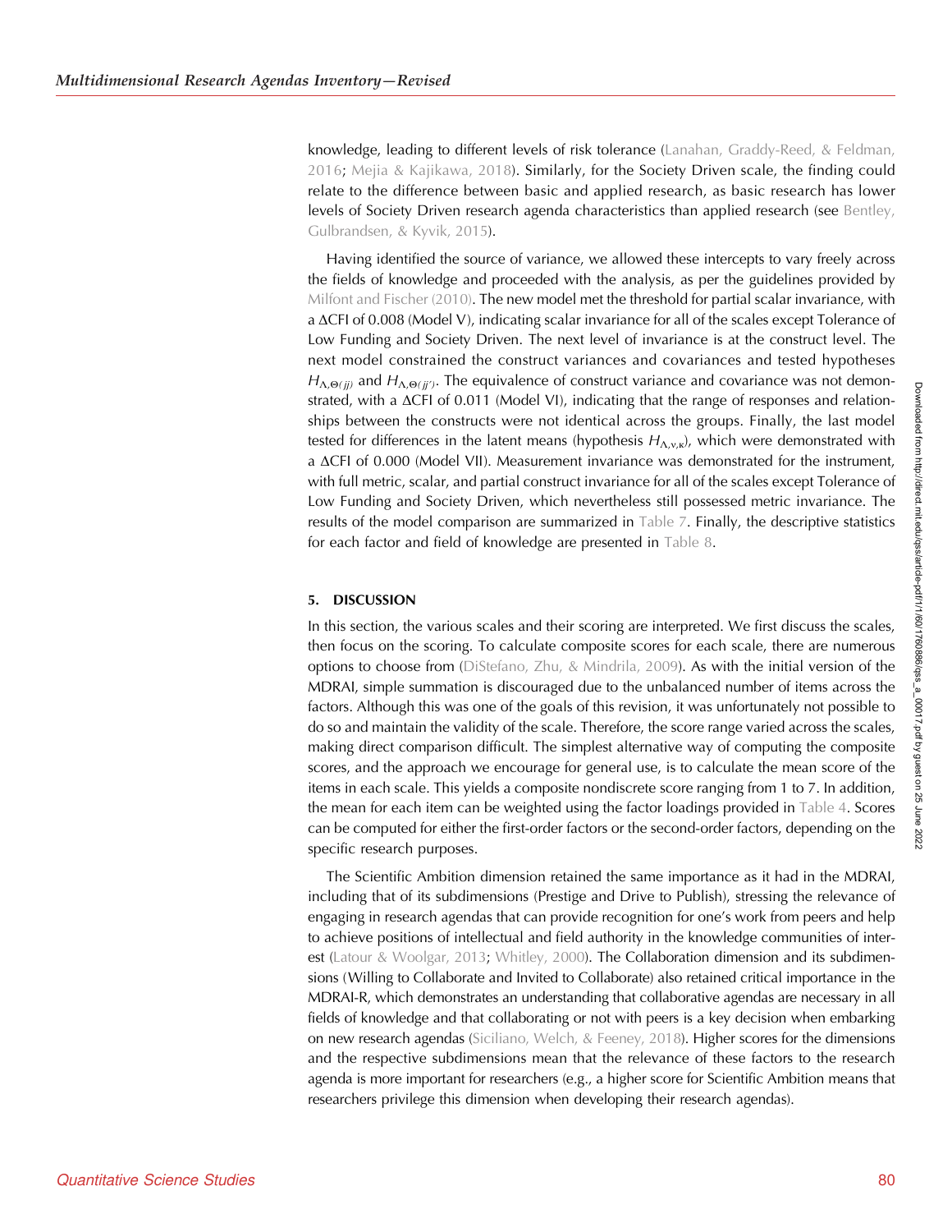knowledge, leading to different levels of risk tolerance (Lanahan, Graddy-Reed, & Feldman, 2016; Mejia & Kajikawa, 2018). Similarly, for the Society Driven scale, the finding could relate to the difference between basic and applied research, as basic research has lower levels of Society Driven research agenda characteristics than applied research (see Bentley, Gulbrandsen, & Kyvik, 2015).

Having identified the source of variance, we allowed these intercepts to vary freely across the fields of knowledge and proceeded with the analysis, as per the guidelines provided by Milfont and Fischer (2010). The new model met the threshold for partial scalar invariance, with a ΔCFI of 0.008 (Model V), indicating scalar invariance for all of the scales except Tolerance of Low Funding and Society Driven. The next level of invariance is at the construct level. The next model constrained the construct variances and covariances and tested hypotheses $H_{\Lambda,\Theta(jj)}$ and $H_{\Lambda,\Theta(jj')}$. The equivalence of construct variance and covariance was not demonstrated, with a ΔCFI of 0.011 (Model VI), indicating that the range of responses and relationships between the constructs were not identical across the groups. Finally, the last model tested for differences in the latent means (hypothesis $H_{\Lambda,\nu,\kappa}$), which were demonstrated with a ΔCFI of 0.000 (Model VII). Measurement invariance was demonstrated for the instrument, with full metric, scalar, and partial construct invariance for all of the scales except Tolerance of Low Funding and Society Driven, which nevertheless still possessed metric invariance. The results of the model comparison are summarized in Table 7. Finally, the descriptive statistics for each factor and field of knowledge are presented in Table 8.

## 5. DISCUSSION

In this section, the various scales and their scoring are interpreted. We first discuss the scales, then focus on the scoring. To calculate composite scores for each scale, there are numerous options to choose from (DiStefano, Zhu, & Mindrila, 2009). As with the initial version of the MDRAI, simple summation is discouraged due to the unbalanced number of items across the factors. Although this was one of the goals of this revision, it was unfortunately not possible to do so and maintain the validity of the scale. Therefore, the score range varied across the scales, making direct comparison difficult. The simplest alternative way of computing the composite scores, and the approach we encourage for general use, is to calculate the mean score of the items in each scale. This yields a composite nondiscrete score ranging from 1 to 7. In addition, the mean for each item can be weighted using the factor loadings provided in Table 4. Scores can be computed for either the first-order factors or the second-order factors, depending on the specific research purposes.

The Scientific Ambition dimension retained the same importance as it had in the MDRAI, including that of its subdimensions (Prestige and Drive to Publish), stressing the relevance of engaging in research agendas that can provide recognition for one's work from peers and help to achieve positions of intellectual and field authority in the knowledge communities of interest (Latour & Woolgar, 2013; Whitley, 2000). The Collaboration dimension and its subdimensions (Willing to Collaborate and Invited to Collaborate) also retained critical importance in the MDRAI-R, which demonstrates an understanding that collaborative agendas are necessary in all fields of knowledge and that collaborating or not with peers is a key decision when embarking on new research agendas (Siciliano, Welch, & Feeney, 2018). Higher scores for the dimensions and the respective subdimensions mean that the relevance of these factors to the research agenda is more important for researchers (e.g., a higher score for Scientific Ambition means that researchers privilege this dimension when developing their research agendas).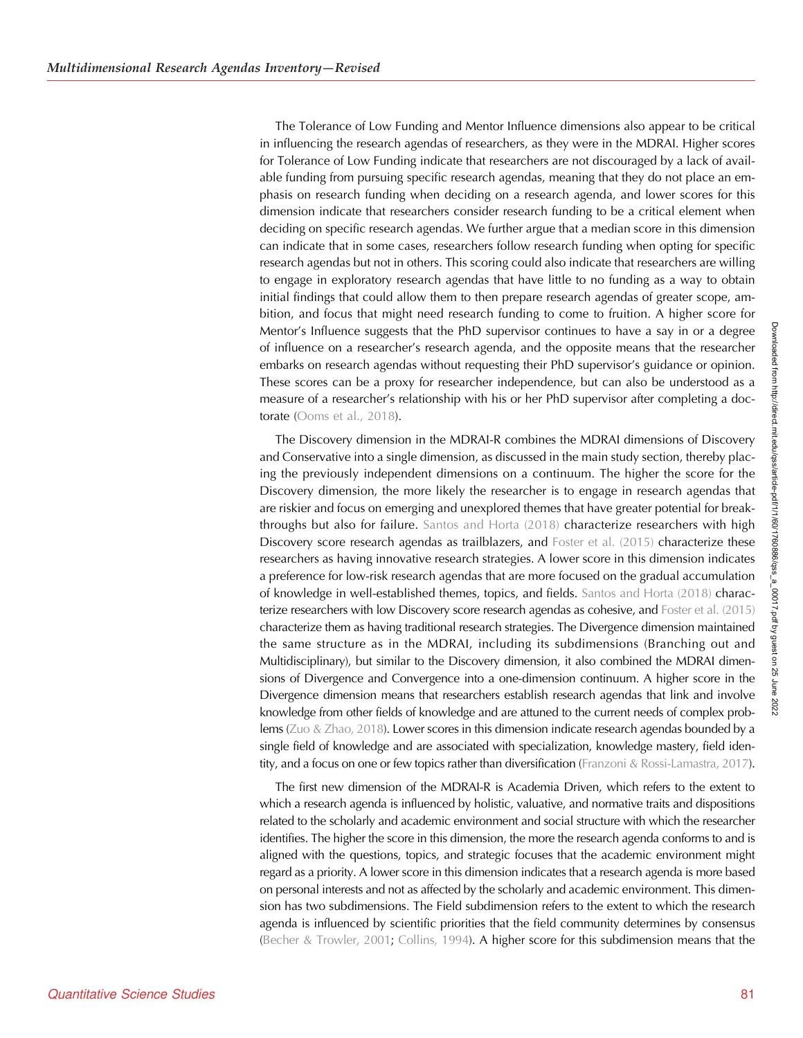The Tolerance of Low Funding and Mentor Influence dimensions also appear to be critical in influencing the research agendas of researchers, as they were in the MDRAI. Higher scores for Tolerance of Low Funding indicate that researchers are not discouraged by a lack of available funding from pursuing specific research agendas, meaning that they do not place an emphasis on research funding when deciding on a research agenda, and lower scores for this dimension indicate that researchers consider research funding to be a critical element when deciding on specific research agendas. We further argue that a median score in this dimension can indicate that in some cases, researchers follow research funding when opting for specific research agendas but not in others. This scoring could also indicate that researchers are willing to engage in exploratory research agendas that have little to no funding as a way to obtain initial findings that could allow them to then prepare research agendas of greater scope, ambition, and focus that might need research funding to come to fruition. A higher score for Mentor's Influence suggests that the PhD supervisor continues to have a say in or a degree of influence on a researcher's research agenda, and the opposite means that the researcher embarks on research agendas without requesting their PhD supervisor's guidance or opinion. These scores can be a proxy for researcher independence, but can also be understood as a measure of a researcher's relationship with his or her PhD supervisor after completing a doctorate (Ooms et al., 2018).

The Discovery dimension in the MDRAI-R combines the MDRAI dimensions of Discovery and Conservative into a single dimension, as discussed in the main study section, thereby placing the previously independent dimensions on a continuum. The higher the score for the Discovery dimension, the more likely the researcher is to engage in research agendas that are riskier and focus on emerging and unexplored themes that have greater potential for breakthroughs but also for failure. Santos and Horta (2018) characterize researchers with high Discovery score research agendas as trailblazers, and Foster et al. (2015) characterize these researchers as having innovative research strategies. A lower score in this dimension indicates a preference for low-risk research agendas that are more focused on the gradual accumulation of knowledge in well-established themes, topics, and fields. Santos and Horta (2018) characterize researchers with low Discovery score research agendas as cohesive, and Foster et al. (2015) characterize them as having traditional research strategies. The Divergence dimension maintained the same structure as in the MDRAI, including its subdimensions (Branching out and Multidisciplinary), but similar to the Discovery dimension, it also combined the MDRAI dimensions of Divergence and Convergence into a one-dimension continuum. A higher score in the Divergence dimension means that researchers establish research agendas that link and involve knowledge from other fields of knowledge and are attuned to the current needs of complex problems (Zuo & Zhao, 2018). Lower scores in this dimension indicate research agendas bounded by a single field of knowledge and are associated with specialization, knowledge mastery, field identity, and a focus on one or few topics rather than diversification (Franzoni & Rossi-Lamastra, 2017).

The first new dimension of the MDRAI-R is Academia Driven, which refers to the extent to which a research agenda is influenced by holistic, valuative, and normative traits and dispositions related to the scholarly and academic environment and social structure with which the researcher identifies. The higher the score in this dimension, the more the research agenda conforms to and is aligned with the questions, topics, and strategic focuses that the academic environment might regard as a priority. A lower score in this dimension indicates that a research agenda is more based on personal interests and not as affected by the scholarly and academic environment. This dimension has two subdimensions. The Field subdimension refers to the extent to which the research agenda is influenced by scientific priorities that the field community determines by consensus (Becher & Trowler, 2001; Collins, 1994). A higher score for this subdimension means that the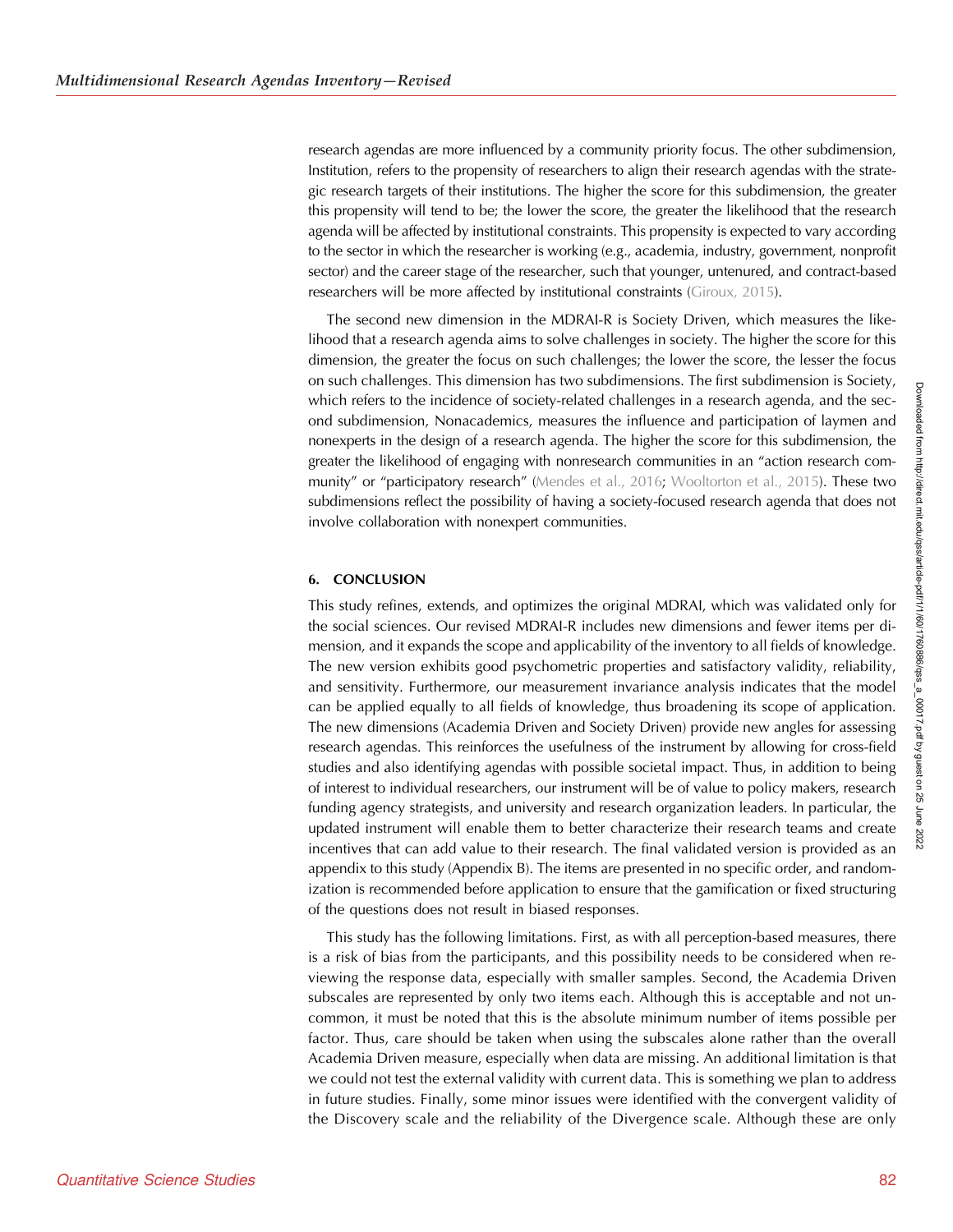research agendas are more influenced by a community priority focus. The other subdimension, Institution, refers to the propensity of researchers to align their research agendas with the strategic research targets of their institutions. The higher the score for this subdimension, the greater this propensity will tend to be; the lower the score, the greater the likelihood that the research agenda will be affected by institutional constraints. This propensity is expected to vary according to the sector in which the researcher is working (e.g., academia, industry, government, nonprofit sector) and the career stage of the researcher, such that younger, untenured, and contract-based researchers will be more affected by institutional constraints (Giroux, 2015).

The second new dimension in the MDRAI-R is Society Driven, which measures the likelihood that a research agenda aims to solve challenges in society. The higher the score for this dimension, the greater the focus on such challenges; the lower the score, the lesser the focus on such challenges. This dimension has two subdimensions. The first subdimension is Society, which refers to the incidence of society-related challenges in a research agenda, and the second subdimension, Nonacademics, measures the influence and participation of laymen and nonexperts in the design of a research agenda. The higher the score for this subdimension, the greater the likelihood of engaging with nonresearch communities in an "action research community" or "participatory research" (Mendes et al., 2016; Wooltorton et al., 2015). These two subdimensions reflect the possibility of having a society-focused research agenda that does not involve collaboration with nonexpert communities.

## 6. CONCLUSION

This study refines, extends, and optimizes the original MDRAI, which was validated only for the social sciences. Our revised MDRAI-R includes new dimensions and fewer items per dimension, and it expands the scope and applicability of the inventory to all fields of knowledge. The new version exhibits good psychometric properties and satisfactory validity, reliability, and sensitivity. Furthermore, our measurement invariance analysis indicates that the model can be applied equally to all fields of knowledge, thus broadening its scope of application. The new dimensions (Academia Driven and Society Driven) provide new angles for assessing research agendas. This reinforces the usefulness of the instrument by allowing for cross-field studies and also identifying agendas with possible societal impact. Thus, in addition to being of interest to individual researchers, our instrument will be of value to policy makers, research funding agency strategists, and university and research organization leaders. In particular, the updated instrument will enable them to better characterize their research teams and create incentives that can add value to their research. The final validated version is provided as an appendix to this study (Appendix B). The items are presented in no specific order, and randomization is recommended before application to ensure that the gamification or fixed structuring of the questions does not result in biased responses.

This study has the following limitations. First, as with all perception-based measures, there is a risk of bias from the participants, and this possibility needs to be considered when reviewing the response data, especially with smaller samples. Second, the Academia Driven subscales are represented by only two items each. Although this is acceptable and not uncommon, it must be noted that this is the absolute minimum number of items possible per factor. Thus, care should be taken when using the subscales alone rather than the overall Academia Driven measure, especially when data are missing. An additional limitation is that we could not test the external validity with current data. This is something we plan to address in future studies. Finally, some minor issues were identified with the convergent validity of the Discovery scale and the reliability of the Divergence scale. Although these are only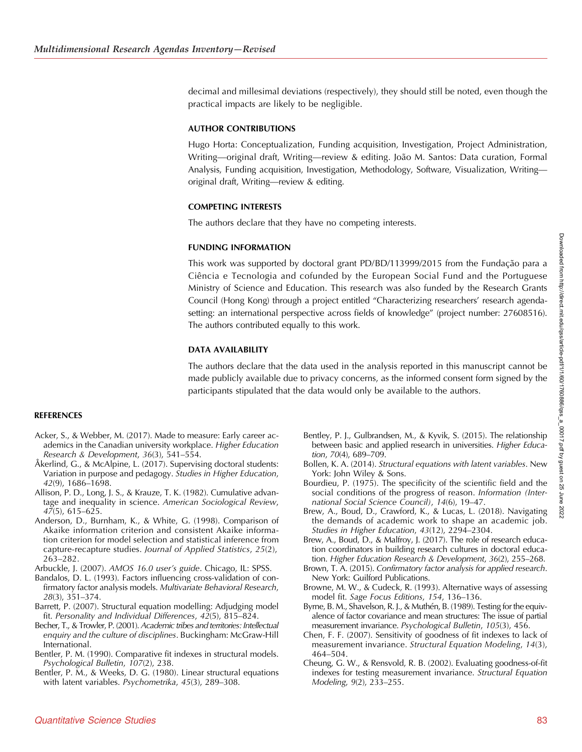decimal and millesimal deviations (respectively), they should still be noted, even though the practical impacts are likely to be negligible.

## AUTHOR CONTRIBUTIONS

Hugo Horta: Conceptualization, Funding acquisition, Investigation, Project Administration, Writing—original draft, Writing—review & editing. João M. Santos: Data curation, Formal Analysis, Funding acquisition, Investigation, Methodology, Software, Visualization, Writing—original draft, Writing—review & editing.

## COMPETING INTERESTS

The authors declare that they have no competing interests.

## FUNDING INFORMATION

This work was supported by doctoral grant PD/BD/113999/2015 from the Fundação para a Ciência e Tecnologia and cofunded by the European Social Fund and the Portuguese Ministry of Science and Education. This research was also funded by the Research Grants Council (Hong Kong) through a project entitled "Characterizing researchers' research agenda-setting: an international perspective across fields of knowledge" (project number: 27608516). The authors contributed equally to this work.

## DATA AVAILABILITY

The authors declare that the data used in the analysis reported in this manuscript cannot be made publicly available due to privacy concerns, as the informed consent form signed by the participants stipulated that the data would only be available to the authors.

## REFERENCES

Acker, S., & Webber, M. (2017). Made to measure: Early career academics in the Canadian university workplace. *Higher Education Research & Development*, *36*(3), 541–554.

Åkerlind, G., & McAlpine, L. (2017). Supervising doctoral students: Variation in purpose and pedagogy. *Studies in Higher Education*, *42*(9), 1686–1698.

Allison, P. D., Long, J. S., & Krauze, T. K. (1982). Cumulative advantage and inequality in science. *American Sociological Review*, *47*(5), 615–625.

Anderson, D., Burnham, K., & White, G. (1998). Comparison of Akaike information criterion and consistent Akaike information criterion for model selection and statistical inference from capture-recapture studies. *Journal of Applied Statistics*, *25*(2), 263–282.

Arbuckle, J. (2007). *AMOS 16.0 user's guide*. Chicago, IL: SPSS.

Bandalos, D. L. (1993). Factors influencing cross-validation of confirmatory factor analysis models. *Multivariate Behavioral Research*, *28*(3), 351–374.

Barrett, P. (2007). Structural equation modelling: Adjudging model fit. *Personality and Individual Differences*, *42*(5), 815–824.

Becher, T., & Trowler, P. (2001). *Academic tribes and territories: Intellectual enquiry and the culture of disciplines*. Buckingham: McGraw-Hill International.

Bentler, P. M. (1990). Comparative fit indexes in structural models. *Psychological Bulletin*, *107*(2), 238.

Bentler, P. M., & Weeks, D. G. (1980). Linear structural equations with latent variables. *Psychometrika*, *45*(3), 289–308.

Bentley, P. J., Gulbrandsen, M., & Kyvik, S. (2015). The relationship between basic and applied research in universities. *Higher Education*, *70*(4), 689–709.

Bollen, K. A. (2014). *Structural equations with latent variables*. New York: John Wiley & Sons.

Bourdieu, P. (1975). The specificity of the scientific field and the social conditions of the progress of reason. *Information (International Social Science Council)*, *14*(6), 19–47.

Brew, A., Boud, D., Crawford, K., & Lucas, L. (2018). Navigating the demands of academic work to shape an academic job. *Studies in Higher Education*, *43*(12), 2294–2304.

Brew, A., Boud, D., & Malfroy, J. (2017). The role of research education coordinators in building research cultures in doctoral education. *Higher Education Research & Development*, *36*(2), 255–268.

Brown, T. A. (2015). *Confirmatory factor analysis for applied research*. New York: Guilford Publications.

Browne, M. W., & Cudeck, R. (1993). Alternative ways of assessing model fit. *Sage Focus Editions*, *154*, 136–136.

Byrne, B. M., Shavelson, R. J., & Muthén, B. (1989). Testing for the equivalence of factor covariance and mean structures: The issue of partial measurement invariance. *Psychological Bulletin*, *105*(3), 456.

Chen, F. F. (2007). Sensitivity of goodness of fit indexes to lack of measurement invariance. *Structural Equation Modeling*, *14*(3), 464–504.

Cheung, G. W., & Rensvold, R. B. (2002). Evaluating goodness-of-fit indexes for testing measurement invariance. *Structural Equation Modeling*, *9*(2), 233–255.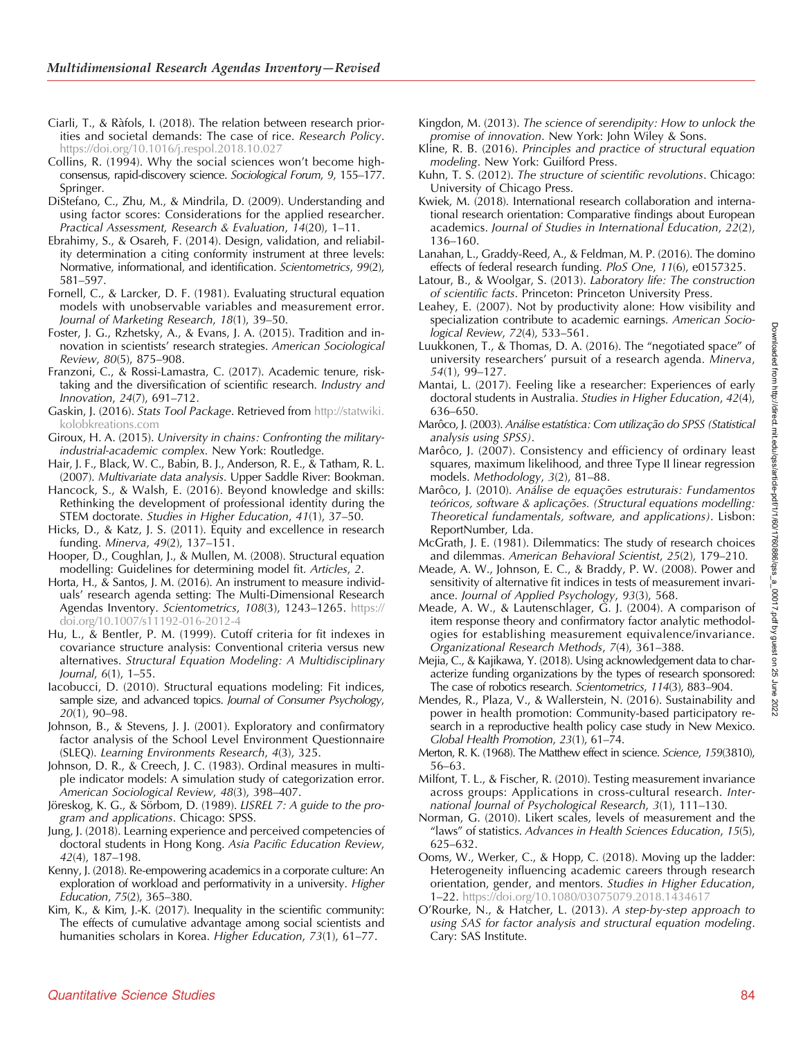Ciarli, T., & Ràfols, I. (2018). The relation between research priorities and societal demands: The case of rice. *Research Policy*. https://doi.org/10.1016/j.respol.2018.10.027

Collins, R. (1994). Why the social sciences won't become high-consensus, rapid-discovery science. *Sociological Forum*, *9*, 155–177. Springer.

DiStefano, C., Zhu, M., & Mindrila, D. (2009). Understanding and using factor scores: Considerations for the applied researcher. *Practical Assessment, Research & Evaluation*, *14*(20), 1–11.

Ebrahimy, S., & Osareh, F. (2014). Design, validation, and reliability determination a citing conformity instrument at three levels: Normative, informational, and identification. *Scientometrics*, *99*(2), 581–597.

Fornell, C., & Larcker, D. F. (1981). Evaluating structural equation models with unobservable variables and measurement error. *Journal of Marketing Research*, *18*(1), 39–50.

Foster, J. G., Rzhetsky, A., & Evans, J. A. (2015). Tradition and innovation in scientists' research strategies. *American Sociological Review*, *80*(5), 875–908.

Franzoni, C., & Rossi-Lamastra, C. (2017). Academic tenure, risk-taking and the diversification of scientific research. *Industry and Innovation*, *24*(7), 691–712.

Gaskin, J. (2016). *Stats Tool Package*. Retrieved from http://statwiki.kolobkreations.com

Giroux, H. A. (2015). *University in chains: Confronting the military-industrial-academic complex*. New York: Routledge.

Hair, J. F., Black, W. C., Babin, B. J., Anderson, R. E., & Tatham, R. L. (2007). *Multivariate data analysis*. Upper Saddle River: Bookman.

Hancock, S., & Walsh, E. (2016). Beyond knowledge and skills: Rethinking the development of professional identity during the STEM doctorate. *Studies in Higher Education*, *41*(1), 37–50.

Hicks, D., & Katz, J. S. (2011). Equity and excellence in research funding. *Minerva*, *49*(2), 137–151.

Hooper, D., Coughlan, J., & Mullen, M. (2008). Structural equation modelling: Guidelines for determining model fit. *Articles*, *2*.

Horta, H., & Santos, J. M. (2016). An instrument to measure individuals' research agenda setting: The Multi-Dimensional Research Agendas Inventory. *Scientometrics*, *108*(3), 1243–1265. https://doi.org/10.1007/s11192-016-2012-4

Hu, L., & Bentler, P. M. (1999). Cutoff criteria for fit indexes in covariance structure analysis: Conventional criteria versus new alternatives. *Structural Equation Modeling: A Multidisciplinary Journal*, *6*(1), 1–55.

Iacobucci, D. (2010). Structural equations modeling: Fit indices, sample size, and advanced topics. *Journal of Consumer Psychology*, *20*(1), 90–98.

Johnson, B., & Stevens, J. J. (2001). Exploratory and confirmatory factor analysis of the School Level Environment Questionnaire (SLEQ). *Learning Environments Research*, *4*(3), 325.

Johnson, D. R., & Creech, J. C. (1983). Ordinal measures in multiple indicator models: A simulation study of categorization error. *American Sociological Review*, *48*(3), 398–407.

Jöreskog, K. G., & Sörbom, D. (1989). *LISREL 7: A guide to the program and applications*. Chicago: SPSS.

Jung, J. (2018). Learning experience and perceived competencies of doctoral students in Hong Kong. *Asia Pacific Education Review*, *42*(4), 187–198.

Kenny, J. (2018). Re-empowering academics in a corporate culture: An exploration of workload and performativity in a university. *Higher Education*, *75*(2), 365–380.

Kim, K., & Kim, J.-K. (2017). Inequality in the scientific community: The effects of cumulative advantage among social scientists and humanities scholars in Korea. *Higher Education*, *73*(1), 61–77.

Kingdon, M. (2013). *The science of serendipity: How to unlock the promise of innovation*. New York: John Wiley & Sons.

Kline, R. B. (2016). *Principles and practice of structural equation modeling*. New York: Guilford Press.

Kuhn, T. S. (2012). *The structure of scientific revolutions*. Chicago: University of Chicago Press.

Kwiek, M. (2018). International research collaboration and international research orientation: Comparative findings about European academics. *Journal of Studies in International Education*, *22*(2), 136–160.

Lanahan, L., Graddy-Reed, A., & Feldman, M. P. (2016). The domino effects of federal research funding. *PloS One*, *11*(6), e0157325.

Latour, B., & Woolgar, S. (2013). *Laboratory life: The construction of scientific facts*. Princeton: Princeton University Press.

Leahey, E. (2007). Not by productivity alone: How visibility and specialization contribute to academic earnings. *American Sociological Review*, *72*(4), 533–561.

Luukkonen, T., & Thomas, D. A. (2016). The "negotiated space" of university researchers' pursuit of a research agenda. *Minerva*, *54*(1), 99–127.

Mantai, L. (2017). Feeling like a researcher: Experiences of early doctoral students in Australia. *Studies in Higher Education*, *42*(4), 636–650.

Marôco, J. (2003). *Análise estatística: Com utilização do SPSS (Statistical analysis using SPSS)*.

Marôco, J. (2007). Consistency and efficiency of ordinary least squares, maximum likelihood, and three Type II linear regression models. *Methodology*, *3*(2), 81–88.

Marôco, J. (2010). *Análise de equações estruturais: Fundamentos teóricos, software & aplicações. (Structural equations modelling: Theoretical fundamentals, software, and applications)*. Lisbon: ReportNumber, Lda.

McGrath, J. E. (1981). Dilemmatics: The study of research choices and dilemmas. *American Behavioral Scientist*, *25*(2), 179–210.

Meade, A. W., Johnson, E. C., & Braddy, P. W. (2008). Power and sensitivity of alternative fit indices in tests of measurement invariance. *Journal of Applied Psychology*, *93*(3), 568.

Meade, A. W., & Lautenschlager, G. J. (2004). A comparison of item response theory and confirmatory factor analytic methodologies for establishing measurement equivalence/invariance. *Organizational Research Methods*, *7*(4), 361–388.

Mejia, C., & Kajikawa, Y. (2018). Using acknowledgement data to characterize funding organizations by the types of research sponsored: The case of robotics research. *Scientometrics*, *114*(3), 883–904.

Mendes, R., Plaza, V., & Wallerstein, N. (2016). Sustainability and power in health promotion: Community-based participatory research in a reproductive health policy case study in New Mexico. *Global Health Promotion*, *23*(1), 61–74.

Merton, R. K. (1968). The Matthew effect in science. *Science*, *159*(3810), 56–63.

Milfont, T. L., & Fischer, R. (2010). Testing measurement invariance across groups: Applications in cross-cultural research. *International Journal of Psychological Research*, *3*(1), 111–130.

Norman, G. (2010). Likert scales, levels of measurement and the "laws" of statistics. *Advances in Health Sciences Education*, *15*(5), 625–632.

Ooms, W., Werker, C., & Hopp, C. (2018). Moving up the ladder: Heterogeneity influencing academic careers through research orientation, gender, and mentors. *Studies in Higher Education*, 1–22. https://doi.org/10.1080/03075079.2018.1434617

O'Rourke, N., & Hatcher, L. (2013). *A step-by-step approach to using SAS for factor analysis and structural equation modeling*. Cary: SAS Institute.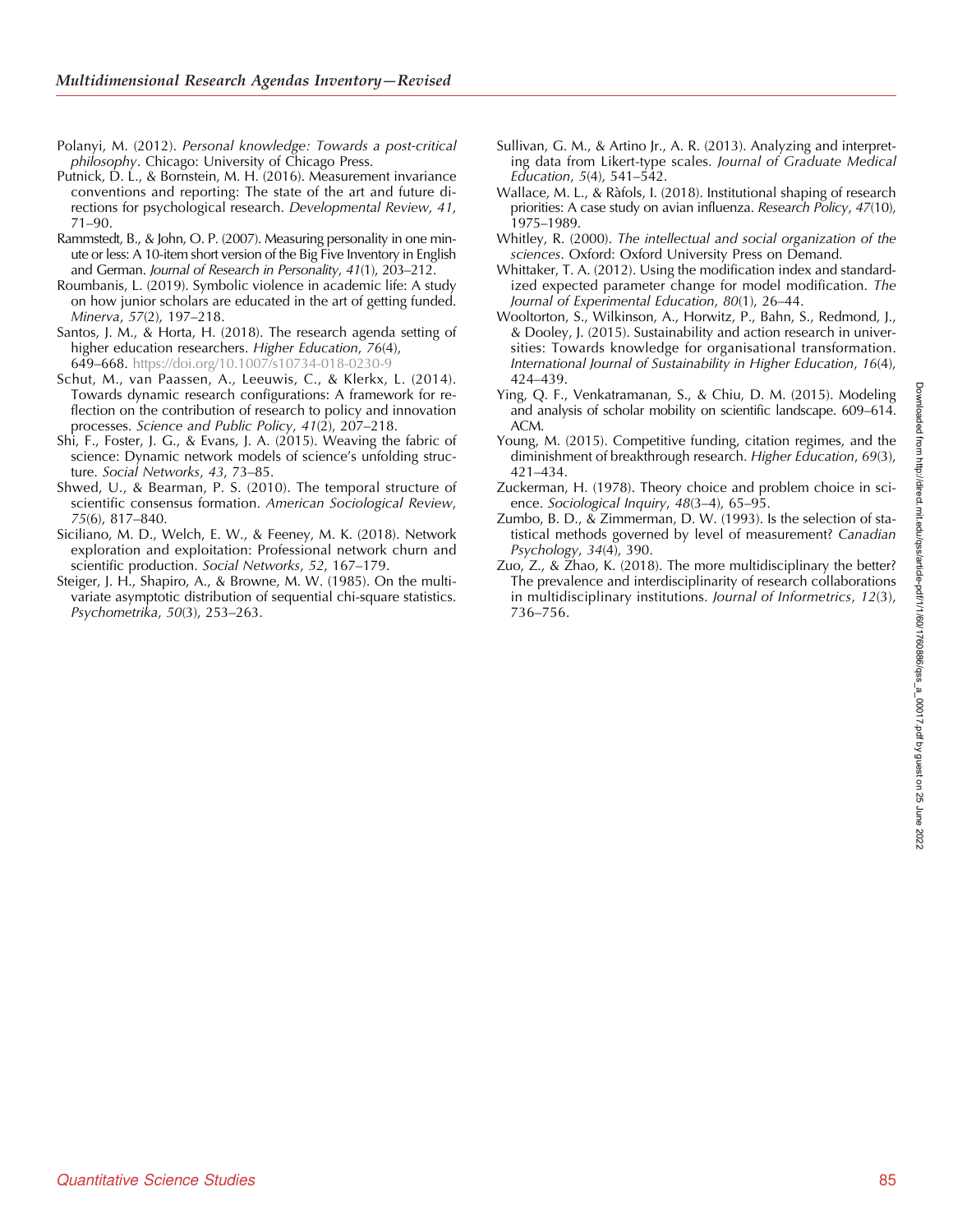Polanyi, M. (2012). *Personal knowledge: Towards a post-critical philosophy*. Chicago: University of Chicago Press.

Putnick, D. L., & Bornstein, M. H. (2016). Measurement invariance conventions and reporting: The state of the art and future directions for psychological research. *Developmental Review*, *41*, 71–90.

Rammstedt, B., & John, O. P. (2007). Measuring personality in one minute or less: A 10-item short version of the Big Five Inventory in English and German. *Journal of Research in Personality*, *41*(1), 203–212.

Roumbanis, L. (2019). Symbolic violence in academic life: A study on how junior scholars are educated in the art of getting funded. *Minerva*, *57*(2), 197–218.

Santos, J. M., & Horta, H. (2018). The research agenda setting of higher education researchers. *Higher Education*, *76*(4), 649–668. https://doi.org/10.1007/s10734-018-0230-9

Schut, M., van Paassen, A., Leeuwis, C., & Klerkx, L. (2014). Towards dynamic research configurations: A framework for reflection on the contribution of research to policy and innovation processes. *Science and Public Policy*, *41*(2), 207–218.

Shi, F., Foster, J. G., & Evans, J. A. (2015). Weaving the fabric of science: Dynamic network models of science's unfolding structure. *Social Networks*, *43*, 73–85.

Shwed, U., & Bearman, P. S. (2010). The temporal structure of scientific consensus formation. *American Sociological Review*, *75*(6), 817–840.

Siciliano, M. D., Welch, E. W., & Feeney, M. K. (2018). Network exploration and exploitation: Professional network churn and scientific production. *Social Networks*, *52*, 167–179.

Steiger, J. H., Shapiro, A., & Browne, M. W. (1985). On the multivariate asymptotic distribution of sequential chi-square statistics. *Psychometrika*, *50*(3), 253–263.

Sullivan, G. M., & Artino Jr., A. R. (2013). Analyzing and interpreting data from Likert-type scales. *Journal of Graduate Medical Education*, *5*(4), 541–542.

Wallace, M. L., & Ràfols, I. (2018). Institutional shaping of research priorities: A case study on avian influenza. *Research Policy*, *47*(10), 1975–1989.

Whitley, R. (2000). *The intellectual and social organization of the sciences*. Oxford: Oxford University Press on Demand.

Whittaker, T. A. (2012). Using the modification index and standardized expected parameter change for model modification. *The Journal of Experimental Education*, *80*(1), 26–44.

Wooltorton, S., Wilkinson, A., Horwitz, P., Bahn, S., Redmond, J., & Dooley, J. (2015). Sustainability and action research in universities: Towards knowledge for organisational transformation. *International Journal of Sustainability in Higher Education*, *16*(4), 424–439.

Ying, Q. F., Venkatramanan, S., & Chiu, D. M. (2015). Modeling and analysis of scholar mobility on scientific landscape. 609–614. ACM.

Young, M. (2015). Competitive funding, citation regimes, and the diminishment of breakthrough research. *Higher Education*, *69*(3), 421–434.

Zuckerman, H. (1978). Theory choice and problem choice in science. *Sociological Inquiry*, *48*(3–4), 65–95.

Zumbo, B. D., & Zimmerman, D. W. (1993). Is the selection of statistical methods governed by level of measurement? *Canadian Psychology*, *34*(4), 390.

Zuo, Z., & Zhao, K. (2018). The more multidisciplinary the better? The prevalence and interdisciplinarity of research collaborations in multidisciplinary institutions. *Journal of Informetrics*, *12*(3), 736–756.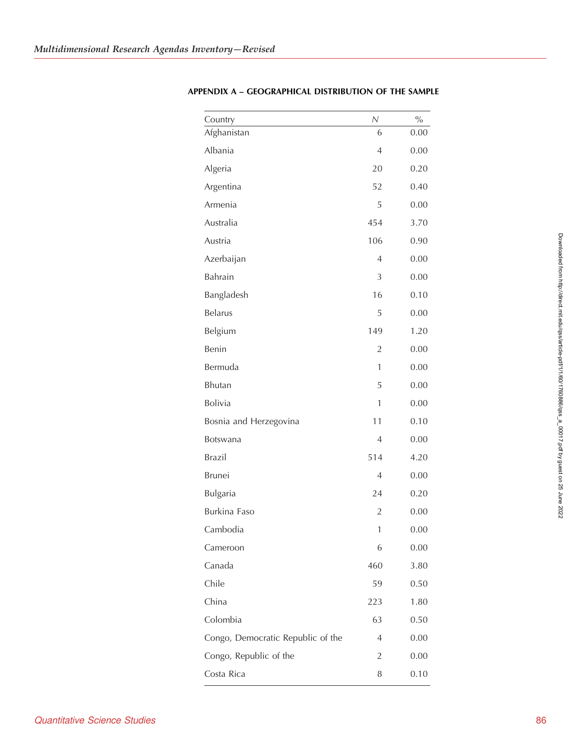## APPENDIX A – GEOGRAPHICAL DISTRIBUTION OF THE SAMPLE

| Country | N | % |
|---|---|---|
| Afghanistan | 6 | 0.00 |
| Albania | 4 | 0.00 |
| Algeria | 20 | 0.20 |
| Argentina | 52 | 0.40 |
| Armenia | 5 | 0.00 |
| Australia | 454 | 3.70 |
| Austria | 106 | 0.90 |
| Azerbaijan | 4 | 0.00 |
| Bahrain | 3 | 0.00 |
| Bangladesh | 16 | 0.10 |
| Belarus | 5 | 0.00 |
| Belgium | 149 | 1.20 |
| Benin | 2 | 0.00 |
| Bermuda | 1 | 0.00 |
| Bhutan | 5 | 0.00 |
| Bolivia | 1 | 0.00 |
| Bosnia and Herzegovina | 11 | 0.10 |
| Botswana | 4 | 0.00 |
| Brazil | 514 | 4.20 |
| Brunei | 4 | 0.00 |
| Bulgaria | 24 | 0.20 |
| Burkina Faso | 2 | 0.00 |
| Cambodia | 1 | 0.00 |
| Cameroon | 6 | 0.00 |
| Canada | 460 | 3.80 |
| Chile | 59 | 0.50 |
| China | 223 | 1.80 |
| Colombia | 63 | 0.50 |
| Congo, Democratic Republic of the | 4 | 0.00 |
| Congo, Republic of the | 2 | 0.00 |
| Costa Rica | 8 | 0.10 |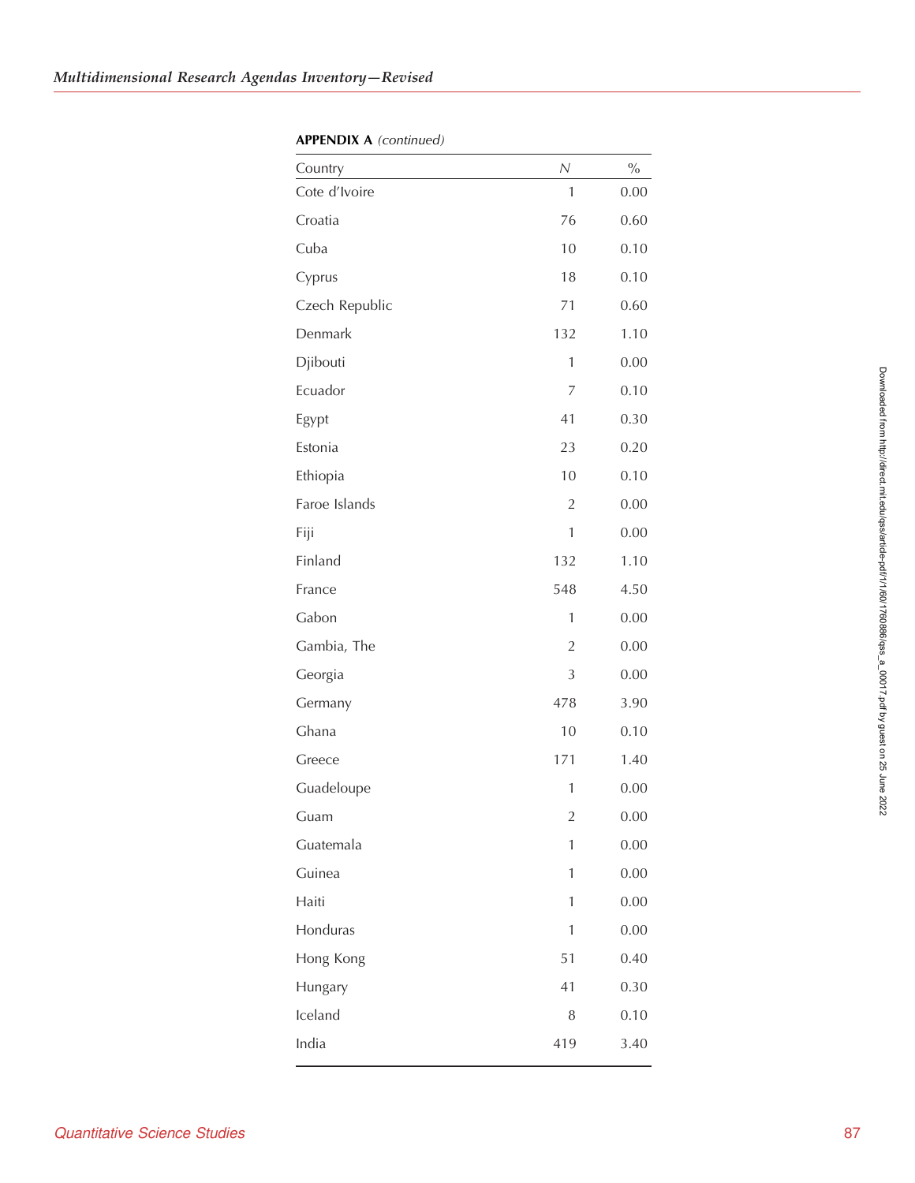**APPENDIX A** *(continued)*

| Country | *N* | % |
|---|---|---|
| Cote d'Ivoire | 1 | 0.00 |
| Croatia | 76 | 0.60 |
| Cuba | 10 | 0.10 |
| Cyprus | 18 | 0.10 |
| Czech Republic | 71 | 0.60 |
| Denmark | 132 | 1.10 |
| Djibouti | 1 | 0.00 |
| Ecuador | 7 | 0.10 |
| Egypt | 41 | 0.30 |
| Estonia | 23 | 0.20 |
| Ethiopia | 10 | 0.10 |
| Faroe Islands | 2 | 0.00 |
| Fiji | 1 | 0.00 |
| Finland | 132 | 1.10 |
| France | 548 | 4.50 |
| Gabon | 1 | 0.00 |
| Gambia, The | 2 | 0.00 |
| Georgia | 3 | 0.00 |
| Germany | 478 | 3.90 |
| Ghana | 10 | 0.10 |
| Greece | 171 | 1.40 |
| Guadeloupe | 1 | 0.00 |
| Guam | 2 | 0.00 |
| Guatemala | 1 | 0.00 |
| Guinea | 1 | 0.00 |
| Haiti | 1 | 0.00 |
| Honduras | 1 | 0.00 |
| Hong Kong | 51 | 0.40 |
| Hungary | 41 | 0.30 |
| Iceland | 8 | 0.10 |
| India | 419 | 3.40 |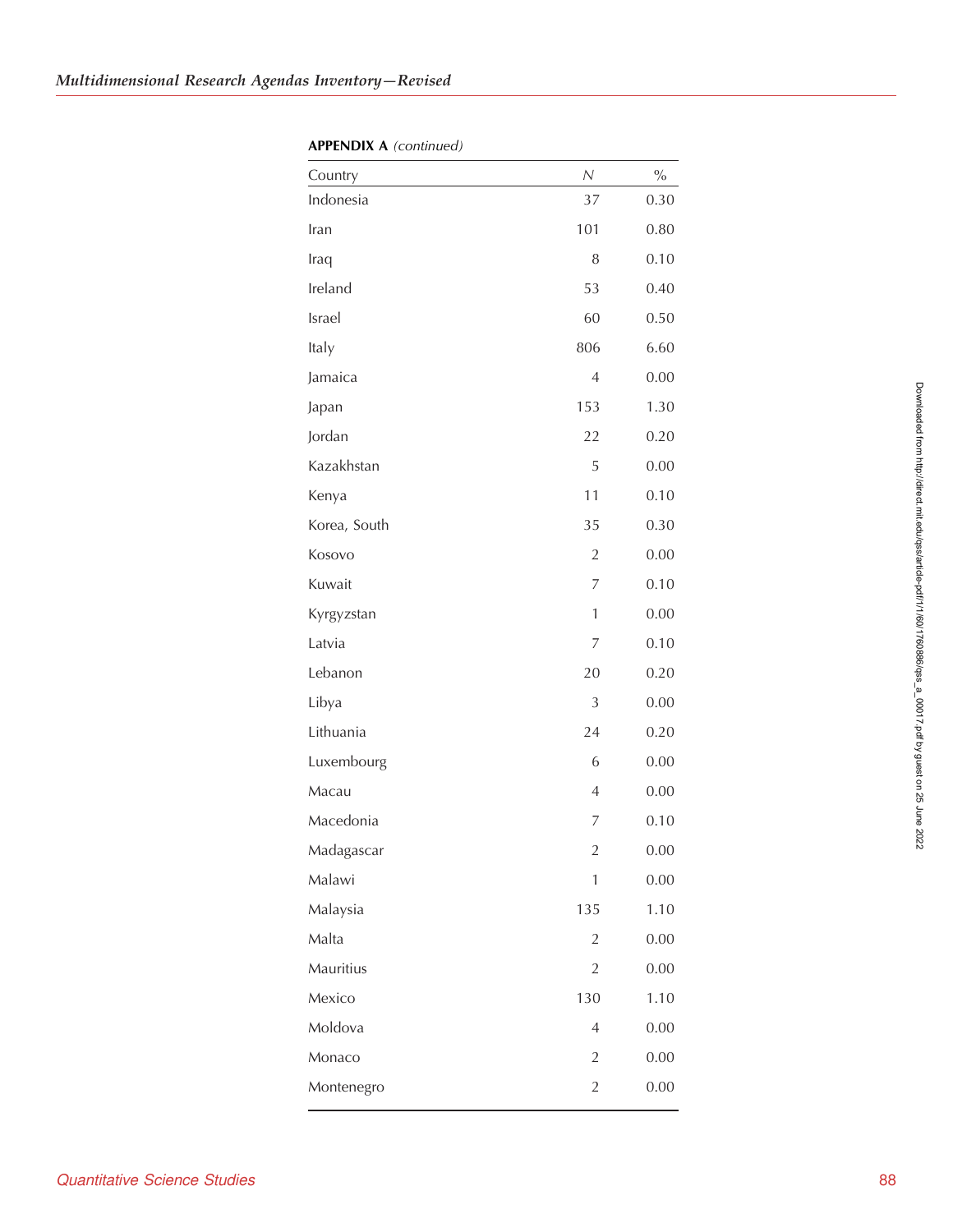**APPENDIX A** *(continued)*

| Country | *N* | % |
|---|---|---|
| Indonesia | 37 | 0.30 |
| Iran | 101 | 0.80 |
| Iraq | 8 | 0.10 |
| Ireland | 53 | 0.40 |
| Israel | 60 | 0.50 |
| Italy | 806 | 6.60 |
| Jamaica | 4 | 0.00 |
| Japan | 153 | 1.30 |
| Jordan | 22 | 0.20 |
| Kazakhstan | 5 | 0.00 |
| Kenya | 11 | 0.10 |
| Korea, South | 35 | 0.30 |
| Kosovo | 2 | 0.00 |
| Kuwait | 7 | 0.10 |
| Kyrgyzstan | 1 | 0.00 |
| Latvia | 7 | 0.10 |
| Lebanon | 20 | 0.20 |
| Libya | 3 | 0.00 |
| Lithuania | 24 | 0.20 |
| Luxembourg | 6 | 0.00 |
| Macau | 4 | 0.00 |
| Macedonia | 7 | 0.10 |
| Madagascar | 2 | 0.00 |
| Malawi | 1 | 0.00 |
| Malaysia | 135 | 1.10 |
| Malta | 2 | 0.00 |
| Mauritius | 2 | 0.00 |
| Mexico | 130 | 1.10 |
| Moldova | 4 | 0.00 |
| Monaco | 2 | 0.00 |
| Montenegro | 2 | 0.00 |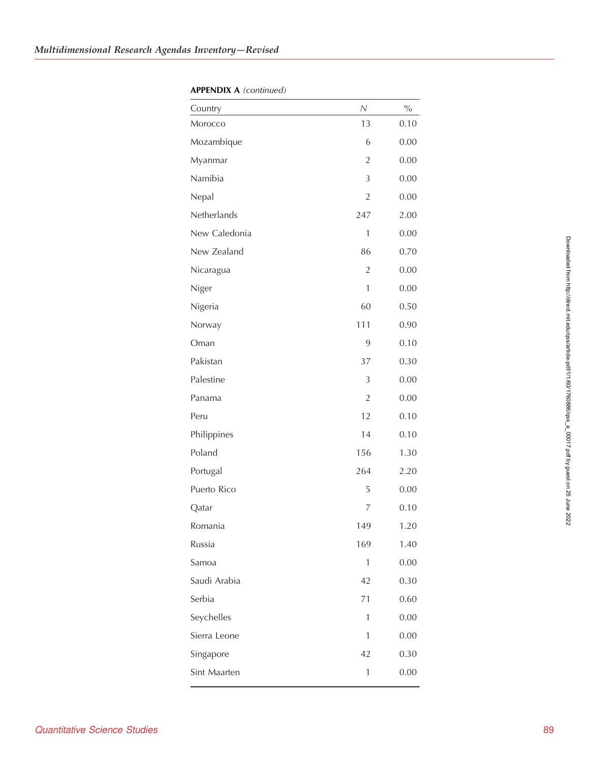**APPENDIX A** *(continued)*

| Country | $N$ | % |
|---|---|---|
| Morocco | 13 | 0.10 |
| Mozambique | 6 | 0.00 |
| Myanmar | 2 | 0.00 |
| Namibia | 3 | 0.00 |
| Nepal | 2 | 0.00 |
| Netherlands | 247 | 2.00 |
| New Caledonia | 1 | 0.00 |
| New Zealand | 86 | 0.70 |
| Nicaragua | 2 | 0.00 |
| Niger | 1 | 0.00 |
| Nigeria | 60 | 0.50 |
| Norway | 111 | 0.90 |
| Oman | 9 | 0.10 |
| Pakistan | 37 | 0.30 |
| Palestine | 3 | 0.00 |
| Panama | 2 | 0.00 |
| Peru | 12 | 0.10 |
| Philippines | 14 | 0.10 |
| Poland | 156 | 1.30 |
| Portugal | 264 | 2.20 |
| Puerto Rico | 5 | 0.00 |
| Qatar | 7 | 0.10 |
| Romania | 149 | 1.20 |
| Russia | 169 | 1.40 |
| Samoa | 1 | 0.00 |
| Saudi Arabia | 42 | 0.30 |
| Serbia | 71 | 0.60 |
| Seychelles | 1 | 0.00 |
| Sierra Leone | 1 | 0.00 |
| Singapore | 42 | 0.30 |
| Sint Maarten | 1 | 0.00 |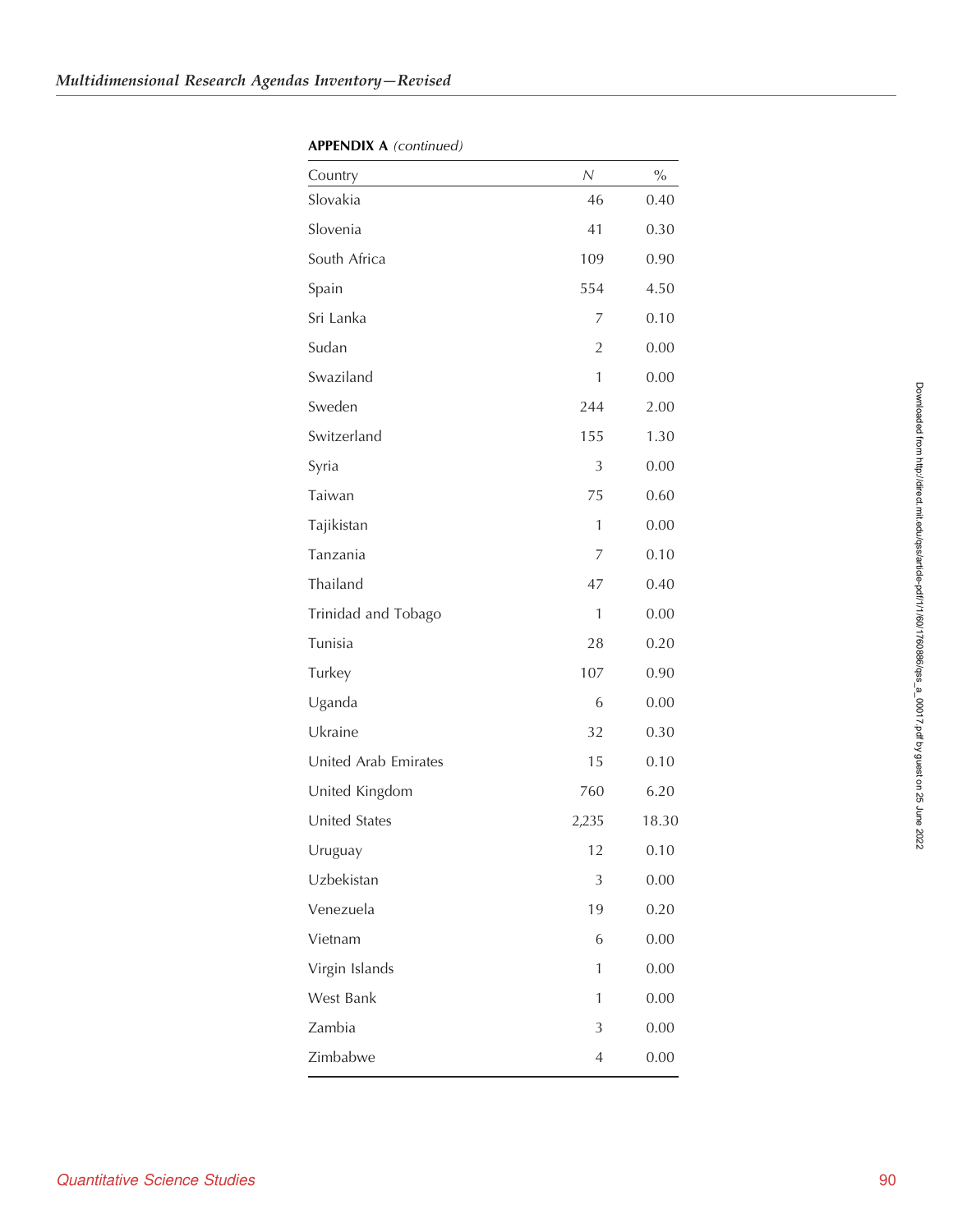**APPENDIX A** *(continued)*

| Country | N | % |
|---|---|---|
| Slovakia | 46 | 0.40 |
| Slovenia | 41 | 0.30 |
| South Africa | 109 | 0.90 |
| Spain | 554 | 4.50 |
| Sri Lanka | 7 | 0.10 |
| Sudan | 2 | 0.00 |
| Swaziland | 1 | 0.00 |
| Sweden | 244 | 2.00 |
| Switzerland | 155 | 1.30 |
| Syria | 3 | 0.00 |
| Taiwan | 75 | 0.60 |
| Tajikistan | 1 | 0.00 |
| Tanzania | 7 | 0.10 |
| Thailand | 47 | 0.40 |
| Trinidad and Tobago | 1 | 0.00 |
| Tunisia | 28 | 0.20 |
| Turkey | 107 | 0.90 |
| Uganda | 6 | 0.00 |
| Ukraine | 32 | 0.30 |
| United Arab Emirates | 15 | 0.10 |
| United Kingdom | 760 | 6.20 |
| United States | 2,235 | 18.30 |
| Uruguay | 12 | 0.10 |
| Uzbekistan | 3 | 0.00 |
| Venezuela | 19 | 0.20 |
| Vietnam | 6 | 0.00 |
| Virgin Islands | 1 | 0.00 |
| West Bank | 1 | 0.00 |
| Zambia | 3 | 0.00 |
| Zimbabwe | 4 | 0.00 |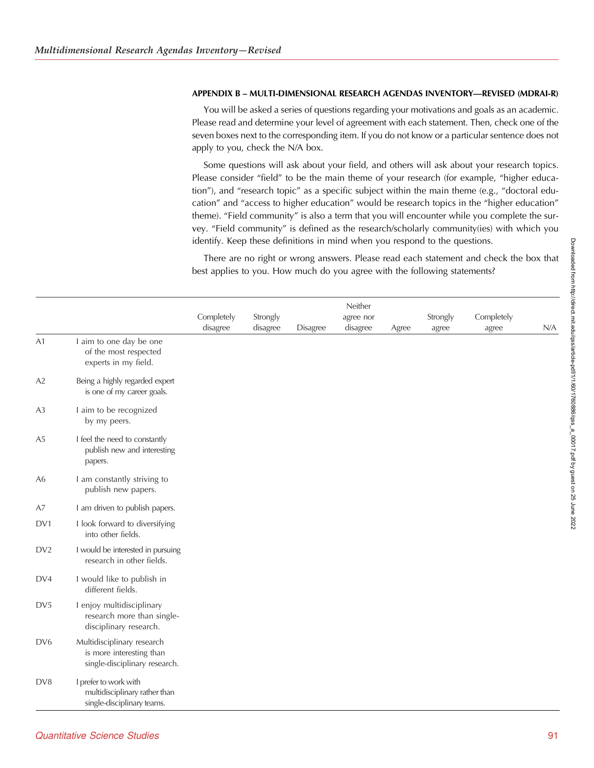### APPENDIX B – MULTI-DIMENSIONAL RESEARCH AGENDAS INVENTORY—REVISED (MDRAI-R)

You will be asked a series of questions regarding your motivations and goals as an academic. Please read and determine your level of agreement with each statement. Then, check one of the seven boxes next to the corresponding item. If you do not know or a particular sentence does not apply to you, check the N/A box.

Some questions will ask about your field, and others will ask about your research topics. Please consider "field" to be the main theme of your research (for example, "higher education"), and "research topic" as a specific subject within the main theme (e.g., "doctoral education" and "access to higher education" would be research topics in the "higher education" theme). "Field community" is also a term that you will encounter while you complete the survey. "Field community" is defined as the research/scholarly community(ies) with which you identify. Keep these definitions in mind when you respond to the questions.

There are no right or wrong answers. Please read each statement and check the box that best applies to you. How much do you agree with the following statements?

| | | Completely disagree | Strongly disagree | Disagree | Neither agree nor disagree | Agree | Strongly agree | Completely agree | N/A |
|---|---|---|---|---|---|---|---|---|---|
| A1 | I aim to one day be one of the most respected experts in my field. | | | | | | | | |
| A2 | Being a highly regarded expert is one of my career goals. | | | | | | | | |
| A3 | I aim to be recognized by my peers. | | | | | | | | |
| A5 | I feel the need to constantly publish new and interesting papers. | | | | | | | | |
| A6 | I am constantly striving to publish new papers. | | | | | | | | |
| A7 | I am driven to publish papers. | | | | | | | | |
| DV1 | I look forward to diversifying into other fields. | | | | | | | | |
| DV2 | I would be interested in pursuing research in other fields. | | | | | | | | |
| DV4 | I would like to publish in different fields. | | | | | | | | |
| DV5 | I enjoy multidisciplinary research more than single-disciplinary research. | | | | | | | | |
| DV6 | Multidisciplinary research is more interesting than single-disciplinary research. | | | | | | | | |
| DV8 | I prefer to work with multidisciplinary rather than single-disciplinary teams. | | | | | | | | |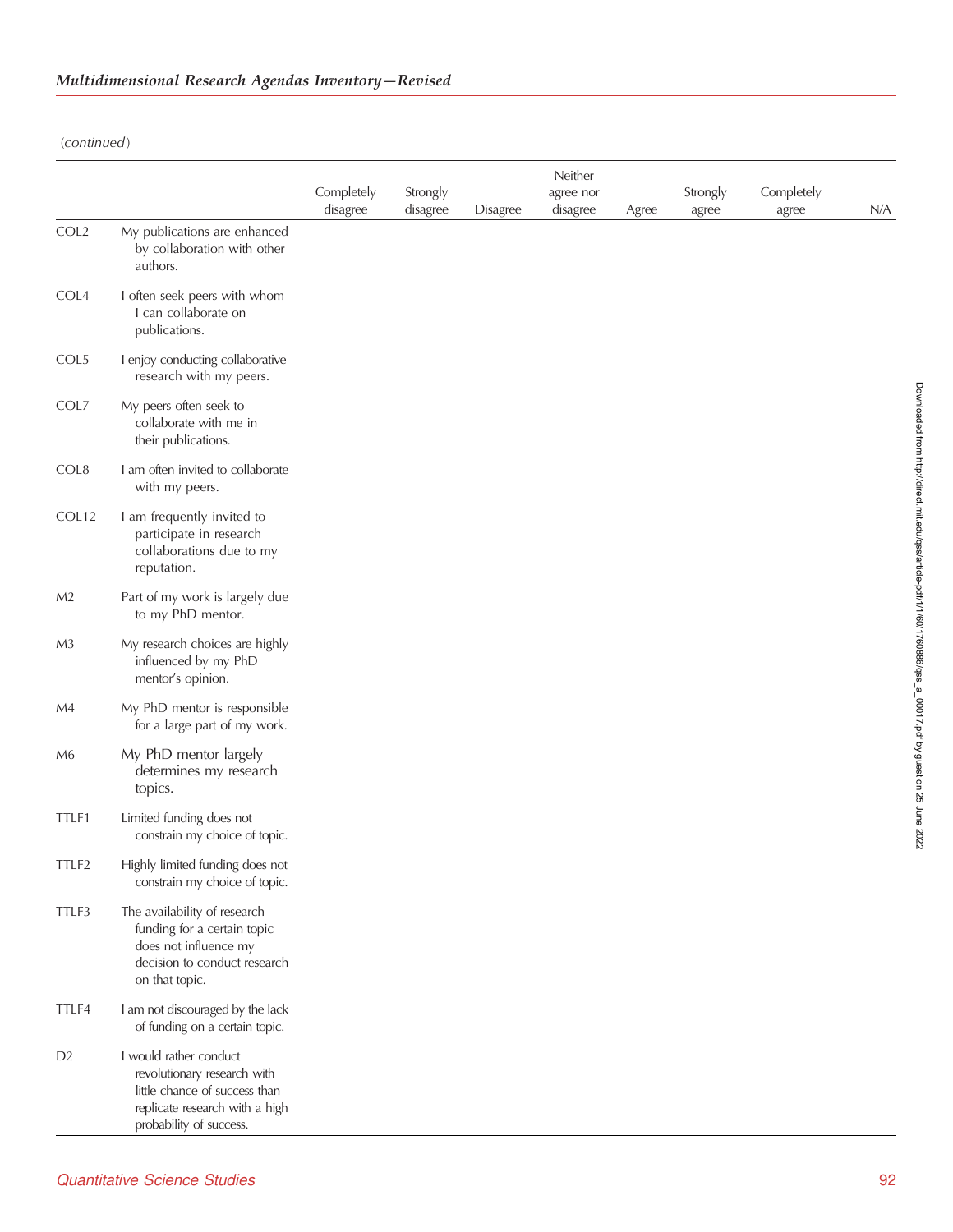(continued)

| | | Completely disagree | Strongly disagree | Disagree | Neither agree nor disagree | Agree | Strongly agree | Completely agree | N/A |
|---|---|---|---|---|---|---|---|---|---|
| COL2 | My publications are enhanced by collaboration with other authors. | | | | | | | | |
| COL4 | I often seek peers with whom I can collaborate on publications. | | | | | | | | |
| COL5 | I enjoy conducting collaborative research with my peers. | | | | | | | | |
| COL7 | My peers often seek to collaborate with me in their publications. | | | | | | | | |
| COL8 | I am often invited to collaborate with my peers. | | | | | | | | |
| COL12 | I am frequently invited to participate in research collaborations due to my reputation. | | | | | | | | |
| M2 | Part of my work is largely due to my PhD mentor. | | | | | | | | |
| M3 | My research choices are highly influenced by my PhD mentor's opinion. | | | | | | | | |
| M4 | My PhD mentor is responsible for a large part of my work. | | | | | | | | |
| M6 | My PhD mentor largely determines my research topics. | | | | | | | | |
| TTLF1 | Limited funding does not constrain my choice of topic. | | | | | | | | |
| TTLF2 | Highly limited funding does not constrain my choice of topic. | | | | | | | | |
| TTLF3 | The availability of research funding for a certain topic does not influence my decision to conduct research on that topic. | | | | | | | | |
| TTLF4 | I am not discouraged by the lack of funding on a certain topic. | | | | | | | | |
| D2 | I would rather conduct revolutionary research with little chance of success than replicate research with a high probability of success. | | | | | | | | |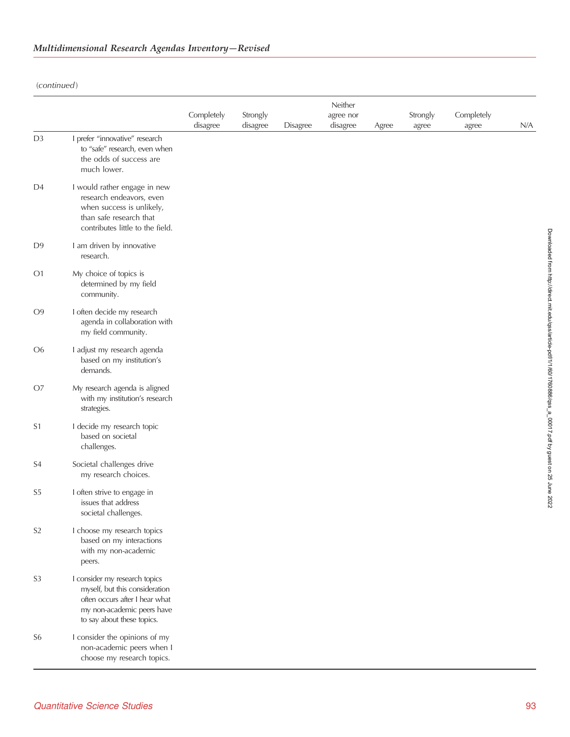(continued)

| | | Completely disagree | Strongly disagree | Disagree | Neither agree nor disagree | Agree | Strongly agree | Completely agree | N/A |
|---|---|---|---|---|---|---|---|---|---|
| D3 | I prefer "innovative" research to "safe" research, even when the odds of success are much lower. | | | | | | | | |
| D4 | I would rather engage in new research endeavors, even when success is unlikely, than safe research that contributes little to the field. | | | | | | | | |
| D9 | I am driven by innovative research. | | | | | | | | |
| O1 | My choice of topics is determined by my field community. | | | | | | | | |
| O9 | I often decide my research agenda in collaboration with my field community. | | | | | | | | |
| O6 | I adjust my research agenda based on my institution's demands. | | | | | | | | |
| O7 | My research agenda is aligned with my institution's research strategies. | | | | | | | | |
| S1 | I decide my research topic based on societal challenges. | | | | | | | | |
| S4 | Societal challenges drive my research choices. | | | | | | | | |
| S5 | I often strive to engage in issues that address societal challenges. | | | | | | | | |
| S2 | I choose my research topics based on my interactions with my non-academic peers. | | | | | | | | |
| S3 | I consider my research topics myself, but this consideration often occurs after I hear what my non-academic peers have to say about these topics. | | | | | | | | |
| S6 | I consider the opinions of my non-academic peers when I choose my research topics. | | | | | | | | |